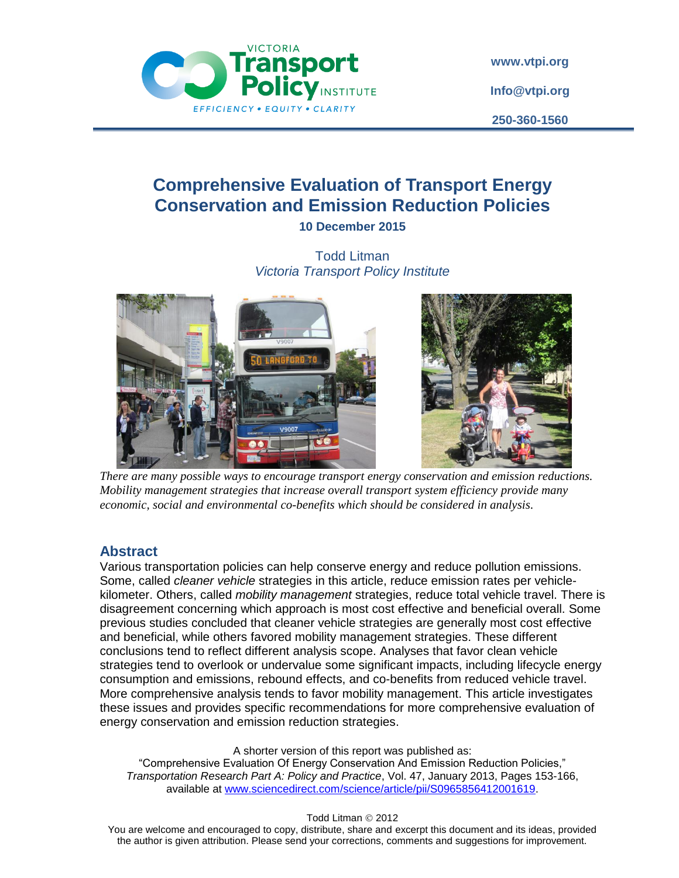VICTORIA **Transport Policy** INSTITUTE

*EFFICIENCY • EQUITY • CLARITY*

**www.vtpi.org**

**Info@vtpi.org**

**250-360-1560**

# Comprehensive Evaluation of Transport Energy Conservation and Emission Reduction Policies

**10 December 2015**

Todd Litman
*Victoria Transport Policy Institute*

*There are many possible ways to encourage transport energy conservation and emission reductions. Mobility management strategies that increase overall transport system efficiency provide many economic, social and environmental co-benefits which should be considered in analysis.*

## Abstract

Various transportation policies can help conserve energy and reduce pollution emissions. Some, called *cleaner vehicle* strategies in this article, reduce emission rates per vehicle-kilometer. Others, called *mobility management* strategies, reduce total vehicle travel. There is disagreement concerning which approach is most cost effective and beneficial overall. Some previous studies concluded that cleaner vehicle strategies are generally most cost effective and beneficial, while others favored mobility management strategies. These different conclusions tend to reflect different analysis scope. Analyses that favor clean vehicle strategies tend to overlook or undervalue some significant impacts, including lifecycle energy consumption and emissions, rebound effects, and co-benefits from reduced vehicle travel. More comprehensive analysis tends to favor mobility management. This article investigates these issues and provides specific recommendations for more comprehensive evaluation of energy conservation and emission reduction strategies.

A shorter version of this report was published as:
"Comprehensive Evaluation Of Energy Conservation And Emission Reduction Policies," *Transportation Research Part A: Policy and Practice*, Vol. 47, January 2013, Pages 153-166, available at www.sciencedirect.com/science/article/pii/S0965856412001619.

Todd Litman © 2012

You are welcome and encouraged to copy, distribute, share and excerpt this document and its ideas, provided the author is given attribution. Please send your corrections, comments and suggestions for improvement.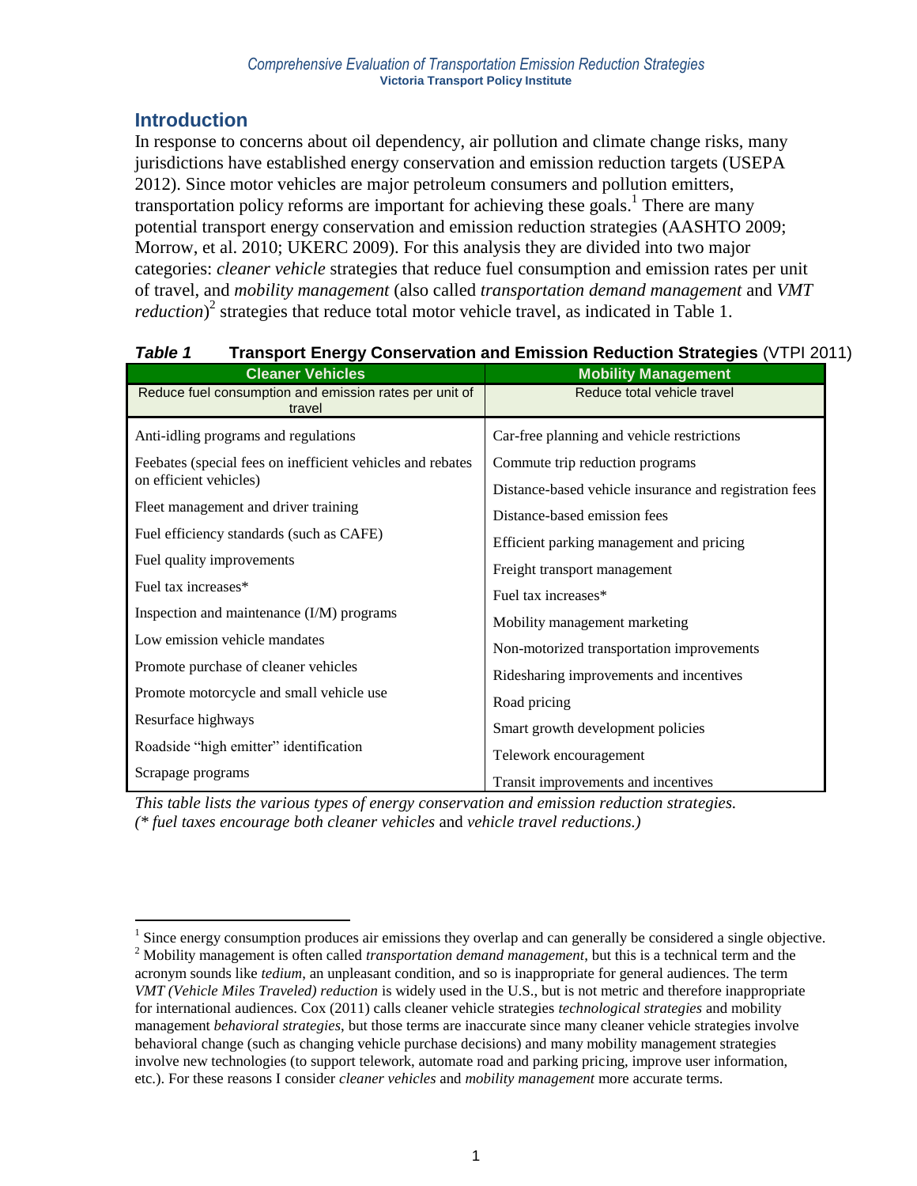## Introduction

In response to concerns about oil dependency, air pollution and climate change risks, many jurisdictions have established energy conservation and emission reduction targets (USEPA 2012). Since motor vehicles are major petroleum consumers and pollution emitters, transportation policy reforms are important for achieving these goals.[1] There are many potential transport energy conservation and emission reduction strategies (AASHTO 2009; Morrow, et al. 2010; UKERC 2009). For this analysis they are divided into two major categories: *cleaner vehicle* strategies that reduce fuel consumption and emission rates per unit of travel, and *mobility management* (also called *transportation demand management* and *VMT reduction*)[2] strategies that reduce total motor vehicle travel, as indicated in Table 1.

***Table 1*** **Transport Energy Conservation and Emission Reduction Strategies** (VTPI 2011)

| Cleaner Vehicles | Mobility Management |
|---|---|
| Reduce fuel consumption and emission rates per unit of travel | Reduce total vehicle travel |
| Anti-idling programs and regulations | Car-free planning and vehicle restrictions |
| Feebates (special fees on inefficient vehicles and rebates on efficient vehicles) | Commute trip reduction programs |
| Fleet management and driver training | Distance-based vehicle insurance and registration fees |
| Fuel efficiency standards (such as CAFE) | Distance-based emission fees |
| Fuel quality improvements | Efficient parking management and pricing |
| Fuel tax increases* | Freight transport management |
| Inspection and maintenance (I/M) programs | Fuel tax increases* |
| Low emission vehicle mandates | Mobility management marketing |
| Promote purchase of cleaner vehicles | Non-motorized transportation improvements |
| Promote motorcycle and small vehicle use | Ridesharing improvements and incentives |
| Resurface highways | Road pricing |
| Roadside "high emitter" identification | Smart growth development policies |
| Scrapage programs | Telework encouragement |
| | Transit improvements and incentives |

*This table lists the various types of energy conservation and emission reduction strategies.*
*(\* fuel taxes encourage both cleaner vehicles* and *vehicle travel reductions.)*

---

[1] Since energy consumption produces air emissions they overlap and can generally be considered a single objective.

[2] Mobility management is often called *transportation demand management*, but this is a technical term and the acronym sounds like *tedium*, an unpleasant condition, and so is inappropriate for general audiences. The term *VMT (Vehicle Miles Traveled) reduction* is widely used in the U.S., but is not metric and therefore inappropriate for international audiences. Cox (2011) calls cleaner vehicle strategies *technological strategies* and mobility management *behavioral strategies*, but those terms are inaccurate since many cleaner vehicle strategies involve behavioral change (such as changing vehicle purchase decisions) and many mobility management strategies involve new technologies (to support telework, automate road and parking pricing, improve user information, etc.). For these reasons I consider *cleaner vehicles* and *mobility management* more accurate terms.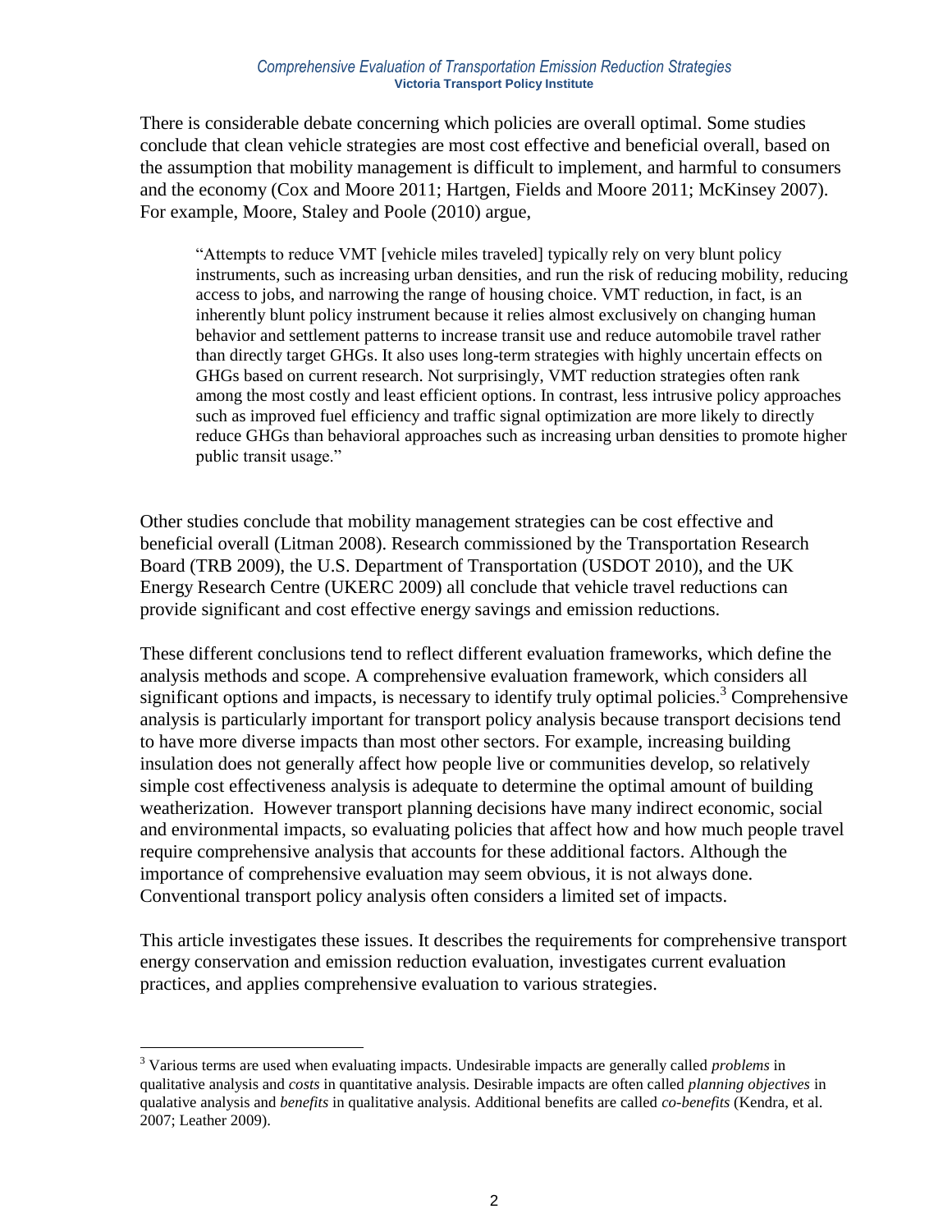There is considerable debate concerning which policies are overall optimal. Some studies conclude that clean vehicle strategies are most cost effective and beneficial overall, based on the assumption that mobility management is difficult to implement, and harmful to consumers and the economy (Cox and Moore 2011; Hartgen, Fields and Moore 2011; McKinsey 2007). For example, Moore, Staley and Poole (2010) argue,

> "Attempts to reduce VMT [vehicle miles traveled] typically rely on very blunt policy instruments, such as increasing urban densities, and run the risk of reducing mobility, reducing access to jobs, and narrowing the range of housing choice. VMT reduction, in fact, is an inherently blunt policy instrument because it relies almost exclusively on changing human behavior and settlement patterns to increase transit use and reduce automobile travel rather than directly target GHGs. It also uses long-term strategies with highly uncertain effects on GHGs based on current research. Not surprisingly, VMT reduction strategies often rank among the most costly and least efficient options. In contrast, less intrusive policy approaches such as improved fuel efficiency and traffic signal optimization are more likely to directly reduce GHGs than behavioral approaches such as increasing urban densities to promote higher public transit usage."

Other studies conclude that mobility management strategies can be cost effective and beneficial overall (Litman 2008). Research commissioned by the Transportation Research Board (TRB 2009), the U.S. Department of Transportation (USDOT 2010), and the UK Energy Research Centre (UKERC 2009) all conclude that vehicle travel reductions can provide significant and cost effective energy savings and emission reductions.

These different conclusions tend to reflect different evaluation frameworks, which define the analysis methods and scope. A comprehensive evaluation framework, which considers all significant options and impacts, is necessary to identify truly optimal policies.[3] Comprehensive analysis is particularly important for transport policy analysis because transport decisions tend to have more diverse impacts than most other sectors. For example, increasing building insulation does not generally affect how people live or communities develop, so relatively simple cost effectiveness analysis is adequate to determine the optimal amount of building weatherization. However transport planning decisions have many indirect economic, social and environmental impacts, so evaluating policies that affect how and how much people travel require comprehensive analysis that accounts for these additional factors. Although the importance of comprehensive evaluation may seem obvious, it is not always done. Conventional transport policy analysis often considers a limited set of impacts.

This article investigates these issues. It describes the requirements for comprehensive transport energy conservation and emission reduction evaluation, investigates current evaluation practices, and applies comprehensive evaluation to various strategies.

---

[3] Various terms are used when evaluating impacts. Undesirable impacts are generally called *problems* in qualitative analysis and *costs* in quantitative analysis. Desirable impacts are often called *planning objectives* in qualative analysis and *benefits* in qualitative analysis. Additional benefits are called *co-benefits* (Kendra, et al. 2007; Leather 2009).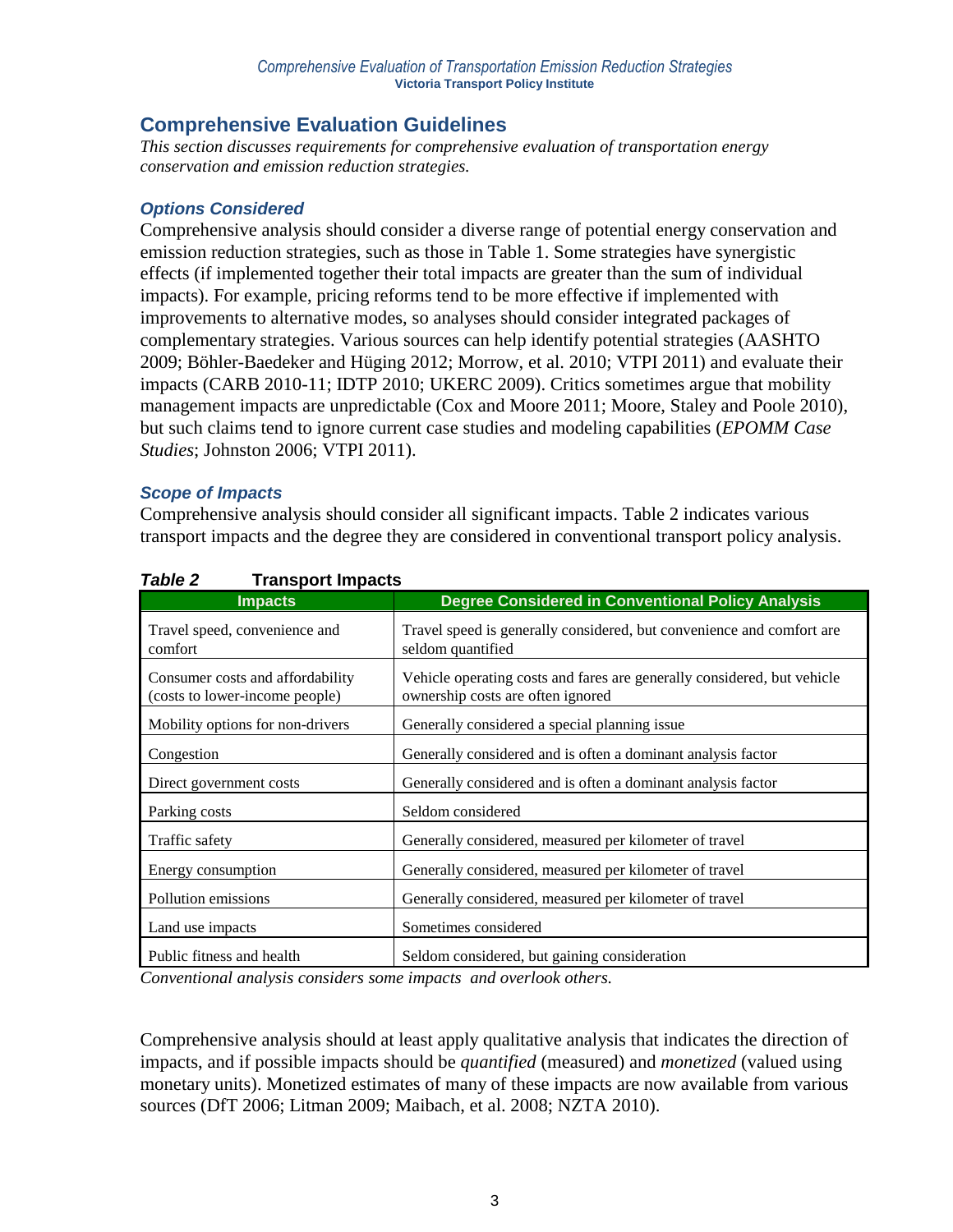## Comprehensive Evaluation Guidelines

*This section discusses requirements for comprehensive evaluation of transportation energy conservation and emission reduction strategies.*

### *Options Considered*

Comprehensive analysis should consider a diverse range of potential energy conservation and emission reduction strategies, such as those in Table 1. Some strategies have synergistic effects (if implemented together their total impacts are greater than the sum of individual impacts). For example, pricing reforms tend to be more effective if implemented with improvements to alternative modes, so analyses should consider integrated packages of complementary strategies. Various sources can help identify potential strategies (AASHTO 2009; Böhler-Baedeker and Hüging 2012; Morrow, et al. 2010; VTPI 2011) and evaluate their impacts (CARB 2010-11; IDTP 2010; UKERC 2009). Critics sometimes argue that mobility management impacts are unpredictable (Cox and Moore 2011; Moore, Staley and Poole 2010), but such claims tend to ignore current case studies and modeling capabilities (*EPOMM Case Studies*; Johnston 2006; VTPI 2011).

### *Scope of Impacts*

Comprehensive analysis should consider all significant impacts. Table 2 indicates various transport impacts and the degree they are considered in conventional transport policy analysis.

***Table 2*** **Transport Impacts**

| Impacts | Degree Considered in Conventional Policy Analysis |
|---|---|
| Travel speed, convenience and comfort | Travel speed is generally considered, but convenience and comfort are seldom quantified |
| Consumer costs and affordability (costs to lower-income people) | Vehicle operating costs and fares are generally considered, but vehicle ownership costs are often ignored |
| Mobility options for non-drivers | Generally considered a special planning issue |
| Congestion | Generally considered and is often a dominant analysis factor |
| Direct government costs | Generally considered and is often a dominant analysis factor |
| Parking costs | Seldom considered |
| Traffic safety | Generally considered, measured per kilometer of travel |
| Energy consumption | Generally considered, measured per kilometer of travel |
| Pollution emissions | Generally considered, measured per kilometer of travel |
| Land use impacts | Sometimes considered |
| Public fitness and health | Seldom considered, but gaining consideration |

*Conventional analysis considers some impacts and overlook others.*

Comprehensive analysis should at least apply qualitative analysis that indicates the direction of impacts, and if possible impacts should be *quantified* (measured) and *monetized* (valued using monetary units). Monetized estimates of many of these impacts are now available from various sources (DfT 2006; Litman 2009; Maibach, et al. 2008; NZTA 2010).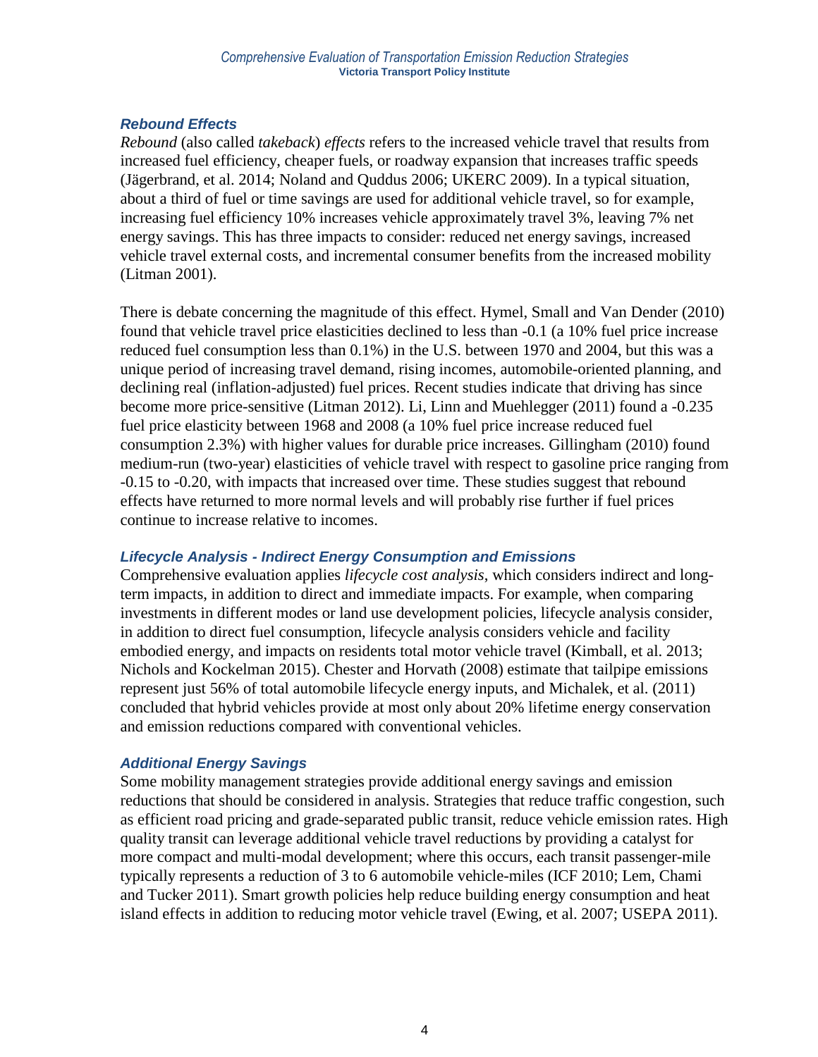### *Rebound Effects*

*Rebound* (also called *takeback*) *effects* refers to the increased vehicle travel that results from increased fuel efficiency, cheaper fuels, or roadway expansion that increases traffic speeds (Jägerbrand, et al. 2014; Noland and Quddus 2006; UKERC 2009). In a typical situation, about a third of fuel or time savings are used for additional vehicle travel, so for example, increasing fuel efficiency 10% increases vehicle approximately travel 3%, leaving 7% net energy savings. This has three impacts to consider: reduced net energy savings, increased vehicle travel external costs, and incremental consumer benefits from the increased mobility (Litman 2001).

There is debate concerning the magnitude of this effect. Hymel, Small and Van Dender (2010) found that vehicle travel price elasticities declined to less than -0.1 (a 10% fuel price increase reduced fuel consumption less than 0.1%) in the U.S. between 1970 and 2004, but this was a unique period of increasing travel demand, rising incomes, automobile-oriented planning, and declining real (inflation-adjusted) fuel prices. Recent studies indicate that driving has since become more price-sensitive (Litman 2012). Li, Linn and Muehlegger (2011) found a -0.235 fuel price elasticity between 1968 and 2008 (a 10% fuel price increase reduced fuel consumption 2.3%) with higher values for durable price increases. Gillingham (2010) found medium-run (two-year) elasticities of vehicle travel with respect to gasoline price ranging from -0.15 to -0.20, with impacts that increased over time. These studies suggest that rebound effects have returned to more normal levels and will probably rise further if fuel prices continue to increase relative to incomes.

### *Lifecycle Analysis - Indirect Energy Consumption and Emissions*

Comprehensive evaluation applies *lifecycle cost analysis*, which considers indirect and long-term impacts, in addition to direct and immediate impacts. For example, when comparing investments in different modes or land use development policies, lifecycle analysis consider, in addition to direct fuel consumption, lifecycle analysis considers vehicle and facility embodied energy, and impacts on residents total motor vehicle travel (Kimball, et al. 2013; Nichols and Kockelman 2015). Chester and Horvath (2008) estimate that tailpipe emissions represent just 56% of total automobile lifecycle energy inputs, and Michalek, et al. (2011) concluded that hybrid vehicles provide at most only about 20% lifetime energy conservation and emission reductions compared with conventional vehicles.

### *Additional Energy Savings*

Some mobility management strategies provide additional energy savings and emission reductions that should be considered in analysis. Strategies that reduce traffic congestion, such as efficient road pricing and grade-separated public transit, reduce vehicle emission rates. High quality transit can leverage additional vehicle travel reductions by providing a catalyst for more compact and multi-modal development; where this occurs, each transit passenger-mile typically represents a reduction of 3 to 6 automobile vehicle-miles (ICF 2010; Lem, Chami and Tucker 2011). Smart growth policies help reduce building energy consumption and heat island effects in addition to reducing motor vehicle travel (Ewing, et al. 2007; USEPA 2011).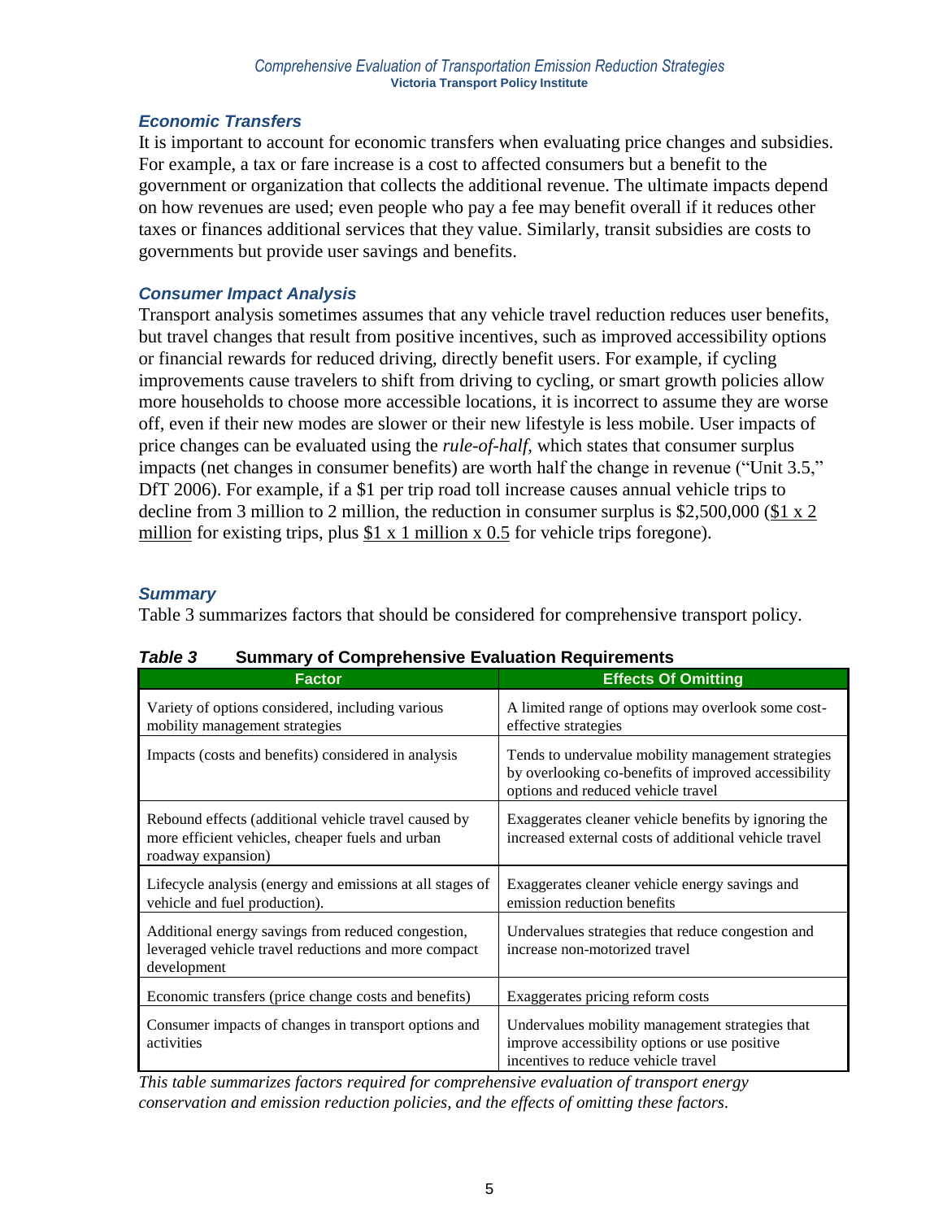### *Economic Transfers*

It is important to account for economic transfers when evaluating price changes and subsidies. For example, a tax or fare increase is a cost to affected consumers but a benefit to the government or organization that collects the additional revenue. The ultimate impacts depend on how revenues are used; even people who pay a fee may benefit overall if it reduces other taxes or finances additional services that they value. Similarly, transit subsidies are costs to governments but provide user savings and benefits.

### *Consumer Impact Analysis*

Transport analysis sometimes assumes that any vehicle travel reduction reduces user benefits, but travel changes that result from positive incentives, such as improved accessibility options or financial rewards for reduced driving, directly benefit users. For example, if cycling improvements cause travelers to shift from driving to cycling, or smart growth policies allow more households to choose more accessible locations, it is incorrect to assume they are worse off, even if their new modes are slower or their new lifestyle is less mobile. User impacts of price changes can be evaluated using the *rule-of-half*, which states that consumer surplus impacts (net changes in consumer benefits) are worth half the change in revenue ("Unit 3.5," DfT 2006). For example, if a $1 per trip road toll increase causes annual vehicle trips to decline from 3 million to 2 million, the reduction in consumer surplus is $2,500,000 ($1 x 2 million for existing trips, plus $1 x 1 million x 0.5 for vehicle trips foregone).

### *Summary*

Table 3 summarizes factors that should be considered for comprehensive transport policy.

***Table 3*** **Summary of Comprehensive Evaluation Requirements**

| Factor | Effects Of Omitting |
|---|---|
| Variety of options considered, including various mobility management strategies | A limited range of options may overlook some cost-effective strategies |
| Impacts (costs and benefits) considered in analysis | Tends to undervalue mobility management strategies by overlooking co-benefits of improved accessibility options and reduced vehicle travel |
| Rebound effects (additional vehicle travel caused by more efficient vehicles, cheaper fuels and urban roadway expansion) | Exaggerates cleaner vehicle benefits by ignoring the increased external costs of additional vehicle travel |
| Lifecycle analysis (energy and emissions at all stages of vehicle and fuel production). | Exaggerates cleaner vehicle energy savings and emission reduction benefits |
| Additional energy savings from reduced congestion, leveraged vehicle travel reductions and more compact development | Undervalues strategies that reduce congestion and increase non-motorized travel |
| Economic transfers (price change costs and benefits) | Exaggerates pricing reform costs |
| Consumer impacts of changes in transport options and activities | Undervalues mobility management strategies that improve accessibility options or use positive incentives to reduce vehicle travel |

*This table summarizes factors required for comprehensive evaluation of transport energy conservation and emission reduction policies, and the effects of omitting these factors.*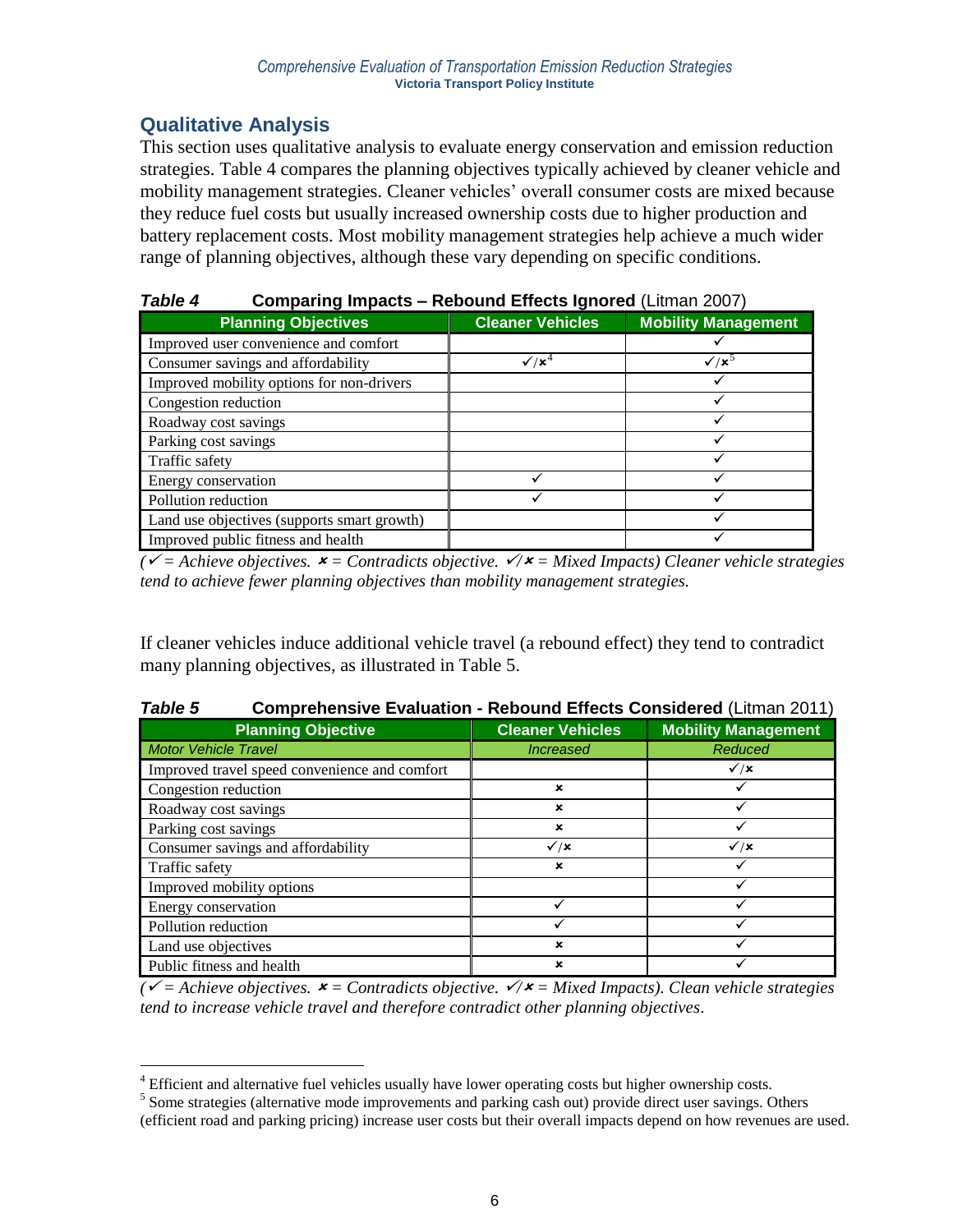## Qualitative Analysis

This section uses qualitative analysis to evaluate energy conservation and emission reduction strategies. Table 4 compares the planning objectives typically achieved by cleaner vehicle and mobility management strategies. Cleaner vehicles' overall consumer costs are mixed because they reduce fuel costs but usually increased ownership costs due to higher production and battery replacement costs. Most mobility management strategies help achieve a much wider range of planning objectives, although these vary depending on specific conditions.

***Table 4*** **Comparing Impacts – Rebound Effects Ignored** (Litman 2007)

| Planning Objectives | Cleaner Vehicles | Mobility Management |
|---|---|---|
| Improved user convenience and comfort | | ✓ |
| Consumer savings and affordability | ✓/✗[4] | ✓/✗[5] |
| Improved mobility options for non-drivers | | ✓ |
| Congestion reduction | | ✓ |
| Roadway cost savings | | ✓ |
| Parking cost savings | | ✓ |
| Traffic safety | | ✓ |
| Energy conservation | ✓ | ✓ |
| Pollution reduction | ✓ | ✓ |
| Land use objectives (supports smart growth) | | ✓ |
| Improved public fitness and health | | ✓ |

*(✓ = Achieve objectives. ✗ = Contradicts objective. ✓/✗ = Mixed Impacts) Cleaner vehicle strategies tend to achieve fewer planning objectives than mobility management strategies.*

If cleaner vehicles induce additional vehicle travel (a rebound effect) they tend to contradict many planning objectives, as illustrated in Table 5.

***Table 5*** **Comprehensive Evaluation - Rebound Effects Considered** (Litman 2011)

| Planning Objective | Cleaner Vehicles | Mobility Management |
|---|---|---|
| *Motor Vehicle Travel* | *Increased* | *Reduced* |
| Improved travel speed convenience and comfort | | ✓/✗ |
| Congestion reduction | ✗ | ✓ |
| Roadway cost savings | ✗ | ✓ |
| Parking cost savings | ✗ | ✓ |
| Consumer savings and affordability | ✓/✗ | ✓/✗ |
| Traffic safety | ✗ | ✓ |
| Improved mobility options | | ✓ |
| Energy conservation | ✓ | ✓ |
| Pollution reduction | ✓ | ✓ |
| Land use objectives | ✗ | ✓ |
| Public fitness and health | ✗ | ✓ |

*(✓ = Achieve objectives. ✗ = Contradicts objective. ✓/✗ = Mixed Impacts). Clean vehicle strategies tend to increase vehicle travel and therefore contradict other planning objectives.*

---

[4] Efficient and alternative fuel vehicles usually have lower operating costs but higher ownership costs.

[5] Some strategies (alternative mode improvements and parking cash out) provide direct user savings. Others (efficient road and parking pricing) increase user costs but their overall impacts depend on how revenues are used.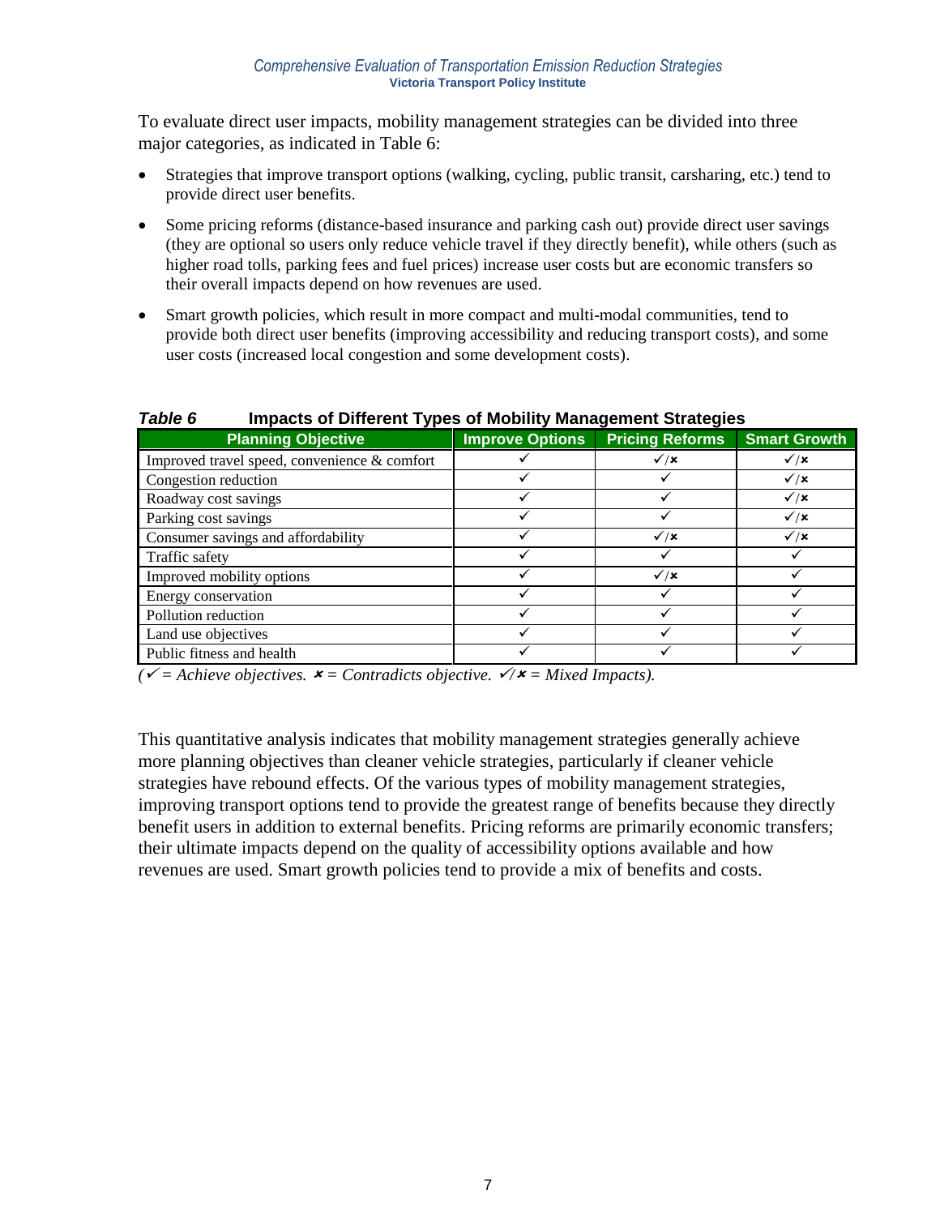To evaluate direct user impacts, mobility management strategies can be divided into three major categories, as indicated in Table 6:

- Strategies that improve transport options (walking, cycling, public transit, carsharing, etc.) tend to provide direct user benefits.
- Some pricing reforms (distance-based insurance and parking cash out) provide direct user savings (they are optional so users only reduce vehicle travel if they directly benefit), while others (such as higher road tolls, parking fees and fuel prices) increase user costs but are economic transfers so their overall impacts depend on how revenues are used.
- Smart growth policies, which result in more compact and multi-modal communities, tend to provide both direct user benefits (improving accessibility and reducing transport costs), and some user costs (increased local congestion and some development costs).

***Table 6*** **Impacts of Different Types of Mobility Management Strategies**

| Planning Objective | Improve Options | Pricing Reforms | Smart Growth |
|---|---|---|---|
| Improved travel speed, convenience & comfort | ✓ | ✓/✘ | ✓/✘ |
| Congestion reduction | ✓ | ✓ | ✓/✘ |
| Roadway cost savings | ✓ | ✓ | ✓/✘ |
| Parking cost savings | ✓ | ✓ | ✓/✘ |
| Consumer savings and affordability | ✓ | ✓/✘ | ✓/✘ |
| Traffic safety | ✓ | ✓ | ✓ |
| Improved mobility options | ✓ | ✓/✘ | ✓ |
| Energy conservation | ✓ | ✓ | ✓ |
| Pollution reduction | ✓ | ✓ | ✓ |
| Land use objectives | ✓ | ✓ | ✓ |
| Public fitness and health | ✓ | ✓ | ✓ |

*(✓ = Achieve objectives. ✘ = Contradicts objective. ✓/✘ = Mixed Impacts).*

This quantitative analysis indicates that mobility management strategies generally achieve more planning objectives than cleaner vehicle strategies, particularly if cleaner vehicle strategies have rebound effects. Of the various types of mobility management strategies, improving transport options tend to provide the greatest range of benefits because they directly benefit users in addition to external benefits. Pricing reforms are primarily economic transfers; their ultimate impacts depend on the quality of accessibility options available and how revenues are used. Smart growth policies tend to provide a mix of benefits and costs.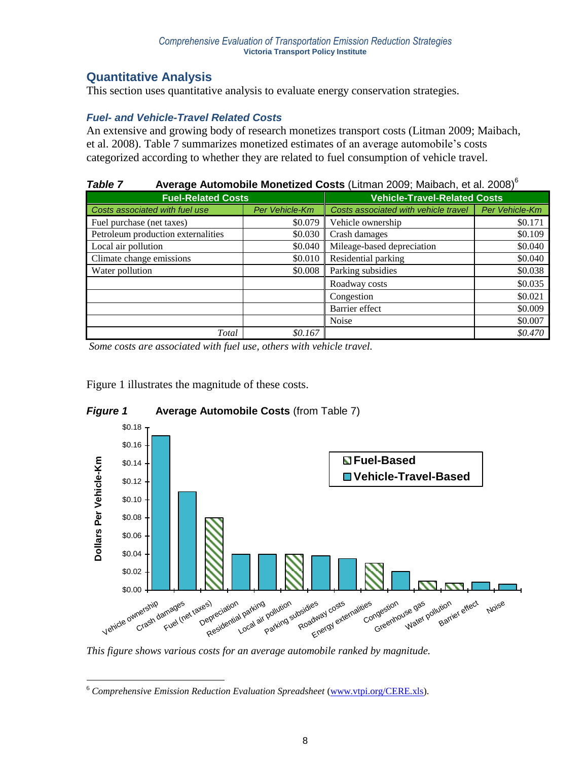## Quantitative Analysis

This section uses quantitative analysis to evaluate energy conservation strategies.

### *Fuel- and Vehicle-Travel Related Costs*

An extensive and growing body of research monetizes transport costs (Litman 2009; Maibach, et al. 2008). Table 7 summarizes monetized estimates of an average automobile's costs categorized according to whether they are related to fuel consumption of vehicle travel.

***Table 7*** **Average Automobile Monetized Costs** (Litman 2009; Maibach, et al. 2008)[6]

| Fuel-Related Costs | | Vehicle-Travel-Related Costs | |
|---|---|---|---|
| *Costs associated with fuel use* | *Per Vehicle-Km* | *Costs associated with vehicle travel* | *Per Vehicle-Km* |
| Fuel purchase (net taxes) | $0.079 | Vehicle ownership | $0.171 |
| Petroleum production externalities | $0.030 | Crash damages | $0.109 |
| Local air pollution | $0.040 | Mileage-based depreciation | $0.040 |
| Climate change emissions | $0.010 | Residential parking | $0.040 |
| Water pollution | $0.008 | Parking subsidies | $0.038 |
| | | Roadway costs | $0.035 |
| | | Congestion | $0.021 |
| | | Barrier effect | $0.009 |
| | | Noise | $0.007 |
| *Total* | *$0.167* | | *$0.470* |

*Some costs are associated with fuel use, others with vehicle travel.*

Figure 1 illustrates the magnitude of these costs.

***Figure 1*** **Average Automobile Costs** (from Table 7)

*This figure shows various costs for an average automobile ranked by magnitude.*

[6] *Comprehensive Emission Reduction Evaluation Spreadsheet* (www.vtpi.org/CERE.xls).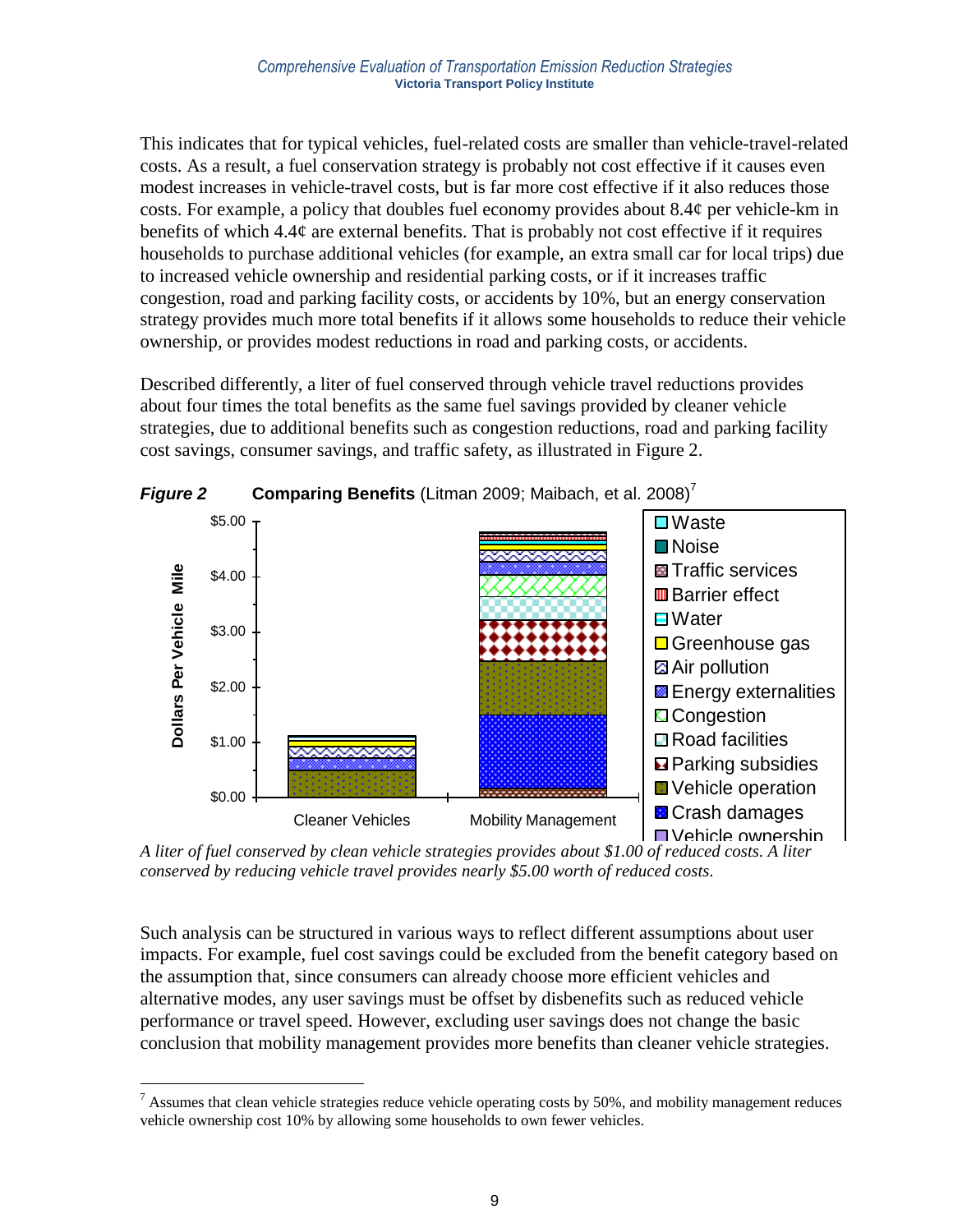This indicates that for typical vehicles, fuel-related costs are smaller than vehicle-travel-related costs. As a result, a fuel conservation strategy is probably not cost effective if it causes even modest increases in vehicle-travel costs, but is far more cost effective if it also reduces those costs. For example, a policy that doubles fuel economy provides about 8.4¢ per vehicle-km in benefits of which 4.4¢ are external benefits. That is probably not cost effective if it requires households to purchase additional vehicles (for example, an extra small car for local trips) due to increased vehicle ownership and residential parking costs, or if it increases traffic congestion, road and parking facility costs, or accidents by 10%, but an energy conservation strategy provides much more total benefits if it allows some households to reduce their vehicle ownership, or provides modest reductions in road and parking costs, or accidents.

Described differently, a liter of fuel conserved through vehicle travel reductions provides about four times the total benefits as the same fuel savings provided by cleaner vehicle strategies, due to additional benefits such as congestion reductions, road and parking facility cost savings, consumer savings, and traffic safety, as illustrated in Figure 2.

***Figure 2*** **Comparing Benefits** (Litman 2009; Maibach, et al. 2008)[7]

*A liter of fuel conserved by clean vehicle strategies provides about $1.00 of reduced costs. A liter conserved by reducing vehicle travel provides nearly $5.00 worth of reduced costs.*

Such analysis can be structured in various ways to reflect different assumptions about user impacts. For example, fuel cost savings could be excluded from the benefit category based on the assumption that, since consumers can already choose more efficient vehicles and alternative modes, any user savings must be offset by disbenefits such as reduced vehicle performance or travel speed. However, excluding user savings does not change the basic conclusion that mobility management provides more benefits than cleaner vehicle strategies.

---

[7] Assumes that clean vehicle strategies reduce vehicle operating costs by 50%, and mobility management reduces vehicle ownership cost 10% by allowing some households to own fewer vehicles.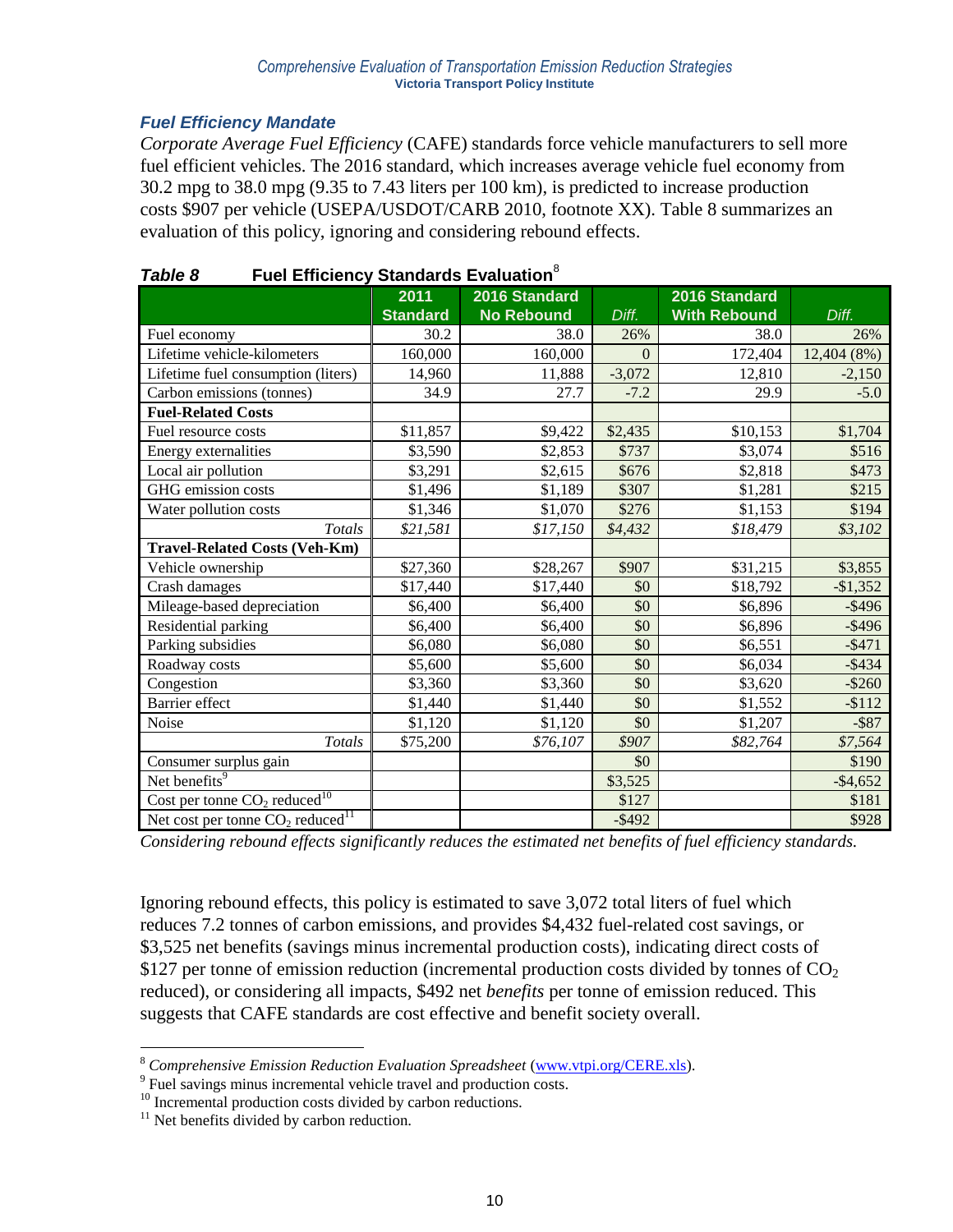### *Fuel Efficiency Mandate*

*Corporate Average Fuel Efficiency* (CAFE) standards force vehicle manufacturers to sell more fuel efficient vehicles. The 2016 standard, which increases average vehicle fuel economy from 30.2 mpg to 38.0 mpg (9.35 to 7.43 liters per 100 km), is predicted to increase production costs $907 per vehicle (USEPA/USDOT/CARB 2010, footnote XX). Table 8 summarizes an evaluation of this policy, ignoring and considering rebound effects.

***Table 8*** **Fuel Efficiency Standards Evaluation**[8]

| | 2011 Standard | 2016 Standard No Rebound | *Diff.* | 2016 Standard With Rebound | *Diff.* |
|---|---|---|---|---|---|
| Fuel economy | 30.2 | 38.0 | 26% | 38.0 | 26% |
| Lifetime vehicle-kilometers | 160,000 | 160,000 | 0 | 172,404 | 12,404 (8%) |
| Lifetime fuel consumption (liters) | 14,960 | 11,888 | -3,072 | 12,810 | -2,150 |
| Carbon emissions (tonnes) | 34.9 | 27.7 | -7.2 | 29.9 | -5.0 |
| **Fuel-Related Costs** | | | | | |
| Fuel resource costs | $11,857 | $9,422 | $2,435 | $10,153 | $1,704 |
| Energy externalities | $3,590 | $2,853 | $737 | $3,074 | $516 |
| Local air pollution | $3,291 | $2,615 | $676 | $2,818 | $473 |
| GHG emission costs | $1,496 | $1,189 | $307 | $1,281 | $215 |
| Water pollution costs | $1,346 | $1,070 | $276 | $1,153 | $194 |
| *Totals* | *$21,581* | *$17,150* | *$4,432* | *$18,479* | *$3,102* |
| **Travel-Related Costs (Veh-Km)** | | | | | |
| Vehicle ownership | $27,360 | $28,267 | $907 | $31,215 | $3,855 |
| Crash damages | $17,440 | $17,440 | $0 | $18,792 | -$1,352 |
| Mileage-based depreciation | $6,400 | $6,400 | $0 | $6,896 | -$496 |
| Residential parking | $6,400 | $6,400 | $0 | $6,896 | -$496 |
| Parking subsidies | $6,080 | $6,080 | $0 | $6,551 | -$471 |
| Roadway costs | $5,600 | $5,600 | $0 | $6,034 | -$434 |
| Congestion | $3,360 | $3,360 | $0 | $3,620 | -$260 |
| Barrier effect | $1,440 | $1,440 | $0 | $1,552 | -$112 |
| Noise | $1,120 | $1,120 | $0 | $1,207 | -$87 |
| *Totals* | $75,200 | *$76,107* | *$907* | *$82,764* | *$7,564* |
| Consumer surplus gain | | | $0 | | $190 |
| Net benefits[9] | | | $3,525 | | -$4,652 |
| Cost per tonne $CO_2$ reduced[10] | | | $127 | | $181 |
| Net cost per tonne $CO_2$ reduced[11] | | | -$492 | | $928 |

*Considering rebound effects significantly reduces the estimated net benefits of fuel efficiency standards.*

Ignoring rebound effects, this policy is estimated to save 3,072 total liters of fuel which reduces 7.2 tonnes of carbon emissions, and provides $4,432 fuel-related cost savings, or $3,525 net benefits (savings minus incremental production costs), indicating direct costs of $127 per tonne of emission reduction (incremental production costs divided by tonnes of $CO_2$ reduced), or considering all impacts, $492 net *benefits* per tonne of emission reduced. This suggests that CAFE standards are cost effective and benefit society overall.

---

[8] *Comprehensive Emission Reduction Evaluation Spreadsheet* (www.vtpi.org/CERE.xls).

[9] Fuel savings minus incremental vehicle travel and production costs.

[10] Incremental production costs divided by carbon reductions.

[11] Net benefits divided by carbon reduction.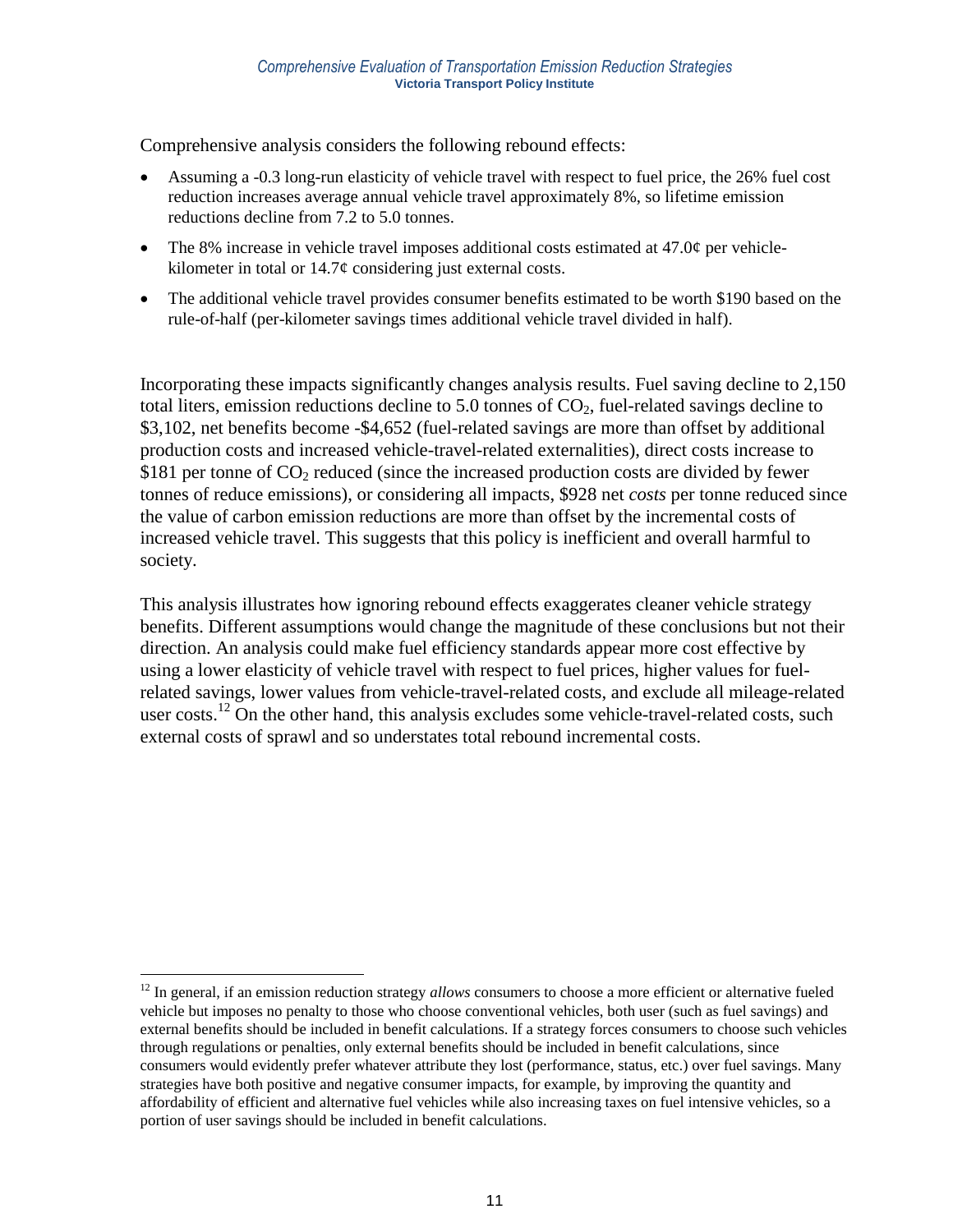Comprehensive analysis considers the following rebound effects:

- Assuming a -0.3 long-run elasticity of vehicle travel with respect to fuel price, the 26% fuel cost reduction increases average annual vehicle travel approximately 8%, so lifetime emission reductions decline from 7.2 to 5.0 tonnes.
- The 8% increase in vehicle travel imposes additional costs estimated at 47.0¢ per vehicle-kilometer in total or 14.7¢ considering just external costs.
- The additional vehicle travel provides consumer benefits estimated to be worth $190 based on the rule-of-half (per-kilometer savings times additional vehicle travel divided in half).

Incorporating these impacts significantly changes analysis results. Fuel saving decline to 2,150 total liters, emission reductions decline to 5.0 tonnes of $CO_2$, fuel-related savings decline to $3,102, net benefits become -$4,652 (fuel-related savings are more than offset by additional production costs and increased vehicle-travel-related externalities), direct costs increase to $181 per tonne of $CO_2$ reduced (since the increased production costs are divided by fewer tonnes of reduce emissions), or considering all impacts, $928 net *costs* per tonne reduced since the value of carbon emission reductions are more than offset by the incremental costs of increased vehicle travel. This suggests that this policy is inefficient and overall harmful to society.

This analysis illustrates how ignoring rebound effects exaggerates cleaner vehicle strategy benefits. Different assumptions would change the magnitude of these conclusions but not their direction. An analysis could make fuel efficiency standards appear more cost effective by using a lower elasticity of vehicle travel with respect to fuel prices, higher values for fuel-related savings, lower values from vehicle-travel-related costs, and exclude all mileage-related user costs.[12] On the other hand, this analysis excludes some vehicle-travel-related costs, such external costs of sprawl and so understates total rebound incremental costs.

---

[12] In general, if an emission reduction strategy *allows* consumers to choose a more efficient or alternative fueled vehicle but imposes no penalty to those who choose conventional vehicles, both user (such as fuel savings) and external benefits should be included in benefit calculations. If a strategy forces consumers to choose such vehicles through regulations or penalties, only external benefits should be included in benefit calculations, since consumers would evidently prefer whatever attribute they lost (performance, status, etc.) over fuel savings. Many strategies have both positive and negative consumer impacts, for example, by improving the quantity and affordability of efficient and alternative fuel vehicles while also increasing taxes on fuel intensive vehicles, so a portion of user savings should be included in benefit calculations.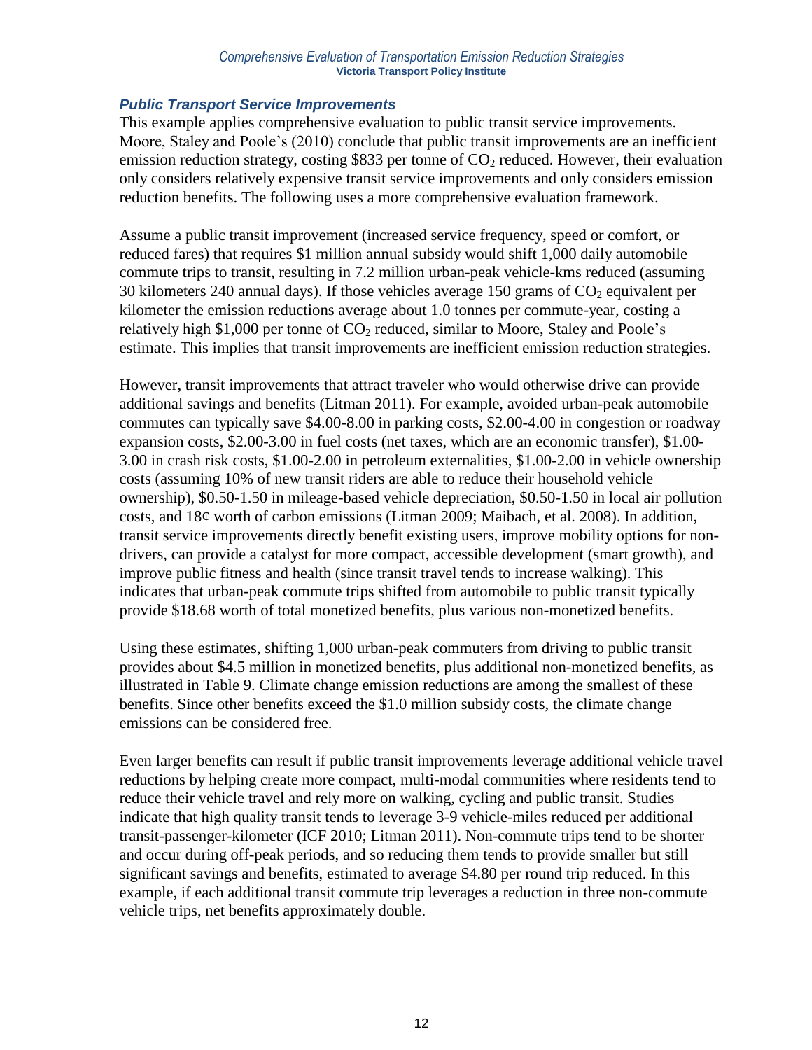### Public Transport Service Improvements

This example applies comprehensive evaluation to public transit service improvements. Moore, Staley and Poole's (2010) conclude that public transit improvements are an inefficient emission reduction strategy, costing \$833 per tonne of $CO_2$ reduced. However, their evaluation only considers relatively expensive transit service improvements and only considers emission reduction benefits. The following uses a more comprehensive evaluation framework.

Assume a public transit improvement (increased service frequency, speed or comfort, or reduced fares) that requires \$1 million annual subsidy would shift 1,000 daily automobile commute trips to transit, resulting in 7.2 million urban-peak vehicle-kms reduced (assuming 30 kilometers 240 annual days). If those vehicles average 150 grams of $CO_2$ equivalent per kilometer the emission reductions average about 1.0 tonnes per commute-year, costing a relatively high \$1,000 per tonne of $CO_2$ reduced, similar to Moore, Staley and Poole's estimate. This implies that transit improvements are inefficient emission reduction strategies.

However, transit improvements that attract traveler who would otherwise drive can provide additional savings and benefits (Litman 2011). For example, avoided urban-peak automobile commutes can typically save \$4.00-8.00 in parking costs, \$2.00-4.00 in congestion or roadway expansion costs, \$2.00-3.00 in fuel costs (net taxes, which are an economic transfer), \$1.00-3.00 in crash risk costs, \$1.00-2.00 in petroleum externalities, \$1.00-2.00 in vehicle ownership costs (assuming 10% of new transit riders are able to reduce their household vehicle ownership), \$0.50-1.50 in mileage-based vehicle depreciation, \$0.50-1.50 in local air pollution costs, and 18¢ worth of carbon emissions (Litman 2009; Maibach, et al. 2008). In addition, transit service improvements directly benefit existing users, improve mobility options for non-drivers, can provide a catalyst for more compact, accessible development (smart growth), and improve public fitness and health (since transit travel tends to increase walking). This indicates that urban-peak commute trips shifted from automobile to public transit typically provide \$18.68 worth of total monetized benefits, plus various non-monetized benefits.

Using these estimates, shifting 1,000 urban-peak commuters from driving to public transit provides about \$4.5 million in monetized benefits, plus additional non-monetized benefits, as illustrated in Table 9. Climate change emission reductions are among the smallest of these benefits. Since other benefits exceed the \$1.0 million subsidy costs, the climate change emissions can be considered free.

Even larger benefits can result if public transit improvements leverage additional vehicle travel reductions by helping create more compact, multi-modal communities where residents tend to reduce their vehicle travel and rely more on walking, cycling and public transit. Studies indicate that high quality transit tends to leverage 3-9 vehicle-miles reduced per additional transit-passenger-kilometer (ICF 2010; Litman 2011). Non-commute trips tend to be shorter and occur during off-peak periods, and so reducing them tends to provide smaller but still significant savings and benefits, estimated to average \$4.80 per round trip reduced. In this example, if each additional transit commute trip leverages a reduction in three non-commute vehicle trips, net benefits approximately double.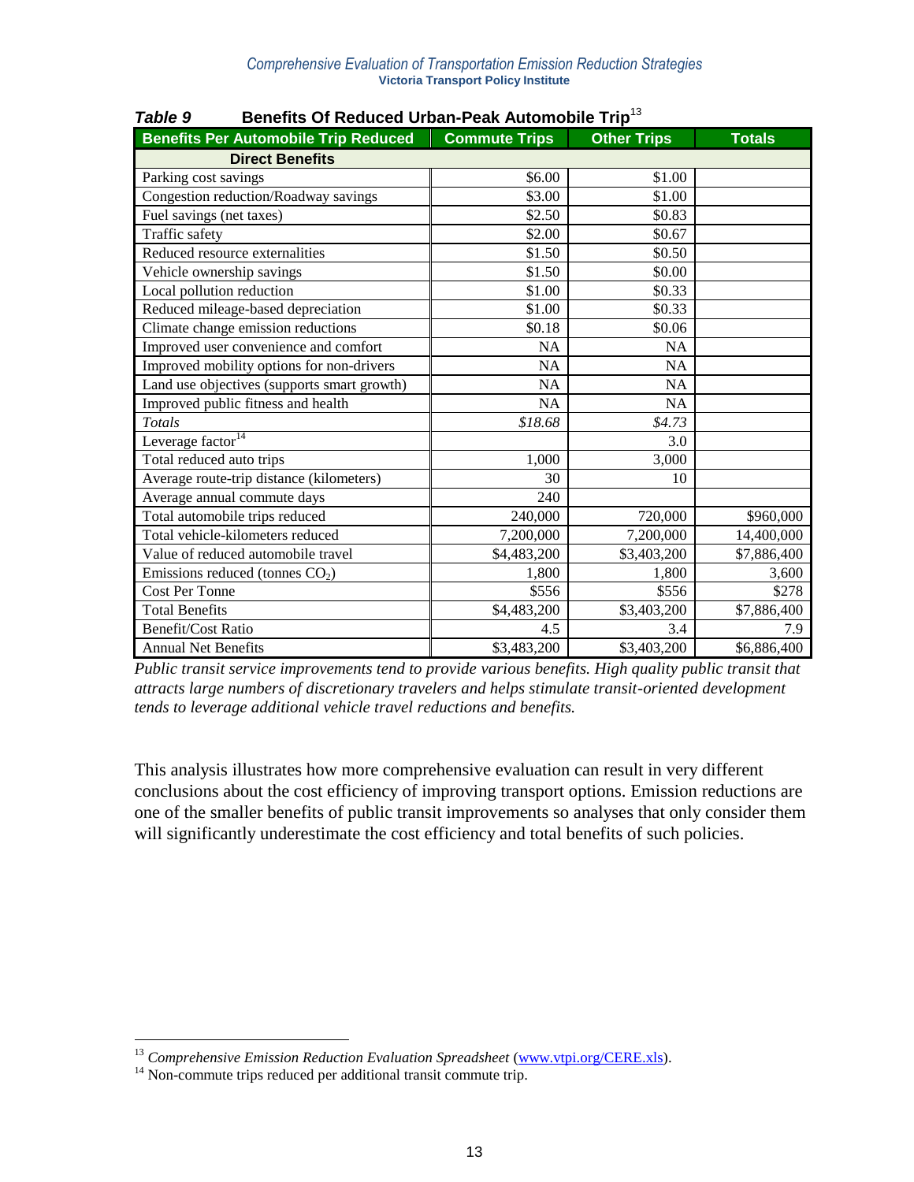***Table 9*** **Benefits Of Reduced Urban-Peak Automobile Trip**[13]

| Benefits Per Automobile Trip Reduced | Commute Trips | Other Trips | Totals |
|---|---|---|---|
| **Direct Benefits** | | | |
| Parking cost savings | \$6.00 | \$1.00 | |
| Congestion reduction/Roadway savings | \$3.00 | \$1.00 | |
| Fuel savings (net taxes) | \$2.50 | \$0.83 | |
| Traffic safety | \$2.00 | \$0.67 | |
| Reduced resource externalities | \$1.50 | \$0.50 | |
| Vehicle ownership savings | \$1.50 | \$0.00 | |
| Local pollution reduction | \$1.00 | \$0.33 | |
| Reduced mileage-based depreciation | \$1.00 | \$0.33 | |
| Climate change emission reductions | \$0.18 | \$0.06 | |
| Improved user convenience and comfort | NA | NA | |
| Improved mobility options for non-drivers | NA | NA | |
| Land use objectives (supports smart growth) | NA | NA | |
| Improved public fitness and health | NA | NA | |
| *Totals* | *\$18.68* | *\$4.73* | |
| Leverage factor[14] | | 3.0 | |
| Total reduced auto trips | 1,000 | 3,000 | |
| Average route-trip distance (kilometers) | 30 | 10 | |
| Average annual commute days | 240 | | |
| Total automobile trips reduced | 240,000 | 720,000 | \$960,000 |
| Total vehicle-kilometers reduced | 7,200,000 | 7,200,000 | 14,400,000 |
| Value of reduced automobile travel | \$4,483,200 | \$3,403,200 | \$7,886,400 |
| Emissions reduced (tonnes $CO_2$) | 1,800 | 1,800 | 3,600 |
| Cost Per Tonne | \$556 | \$556 | \$278 |
| Total Benefits | \$4,483,200 | \$3,403,200 | \$7,886,400 |
| Benefit/Cost Ratio | 4.5 | 3.4 | 7.9 |
| Annual Net Benefits | \$3,483,200 | \$3,403,200 | \$6,886,400 |

*Public transit service improvements tend to provide various benefits. High quality public transit that attracts large numbers of discretionary travelers and helps stimulate transit-oriented development tends to leverage additional vehicle travel reductions and benefits.*

This analysis illustrates how more comprehensive evaluation can result in very different conclusions about the cost efficiency of improving transport options. Emission reductions are one of the smaller benefits of public transit improvements so analyses that only consider them will significantly underestimate the cost efficiency and total benefits of such policies.

---

[13] *Comprehensive Emission Reduction Evaluation Spreadsheet* (www.vtpi.org/CERE.xls).

[14] Non-commute trips reduced per additional transit commute trip.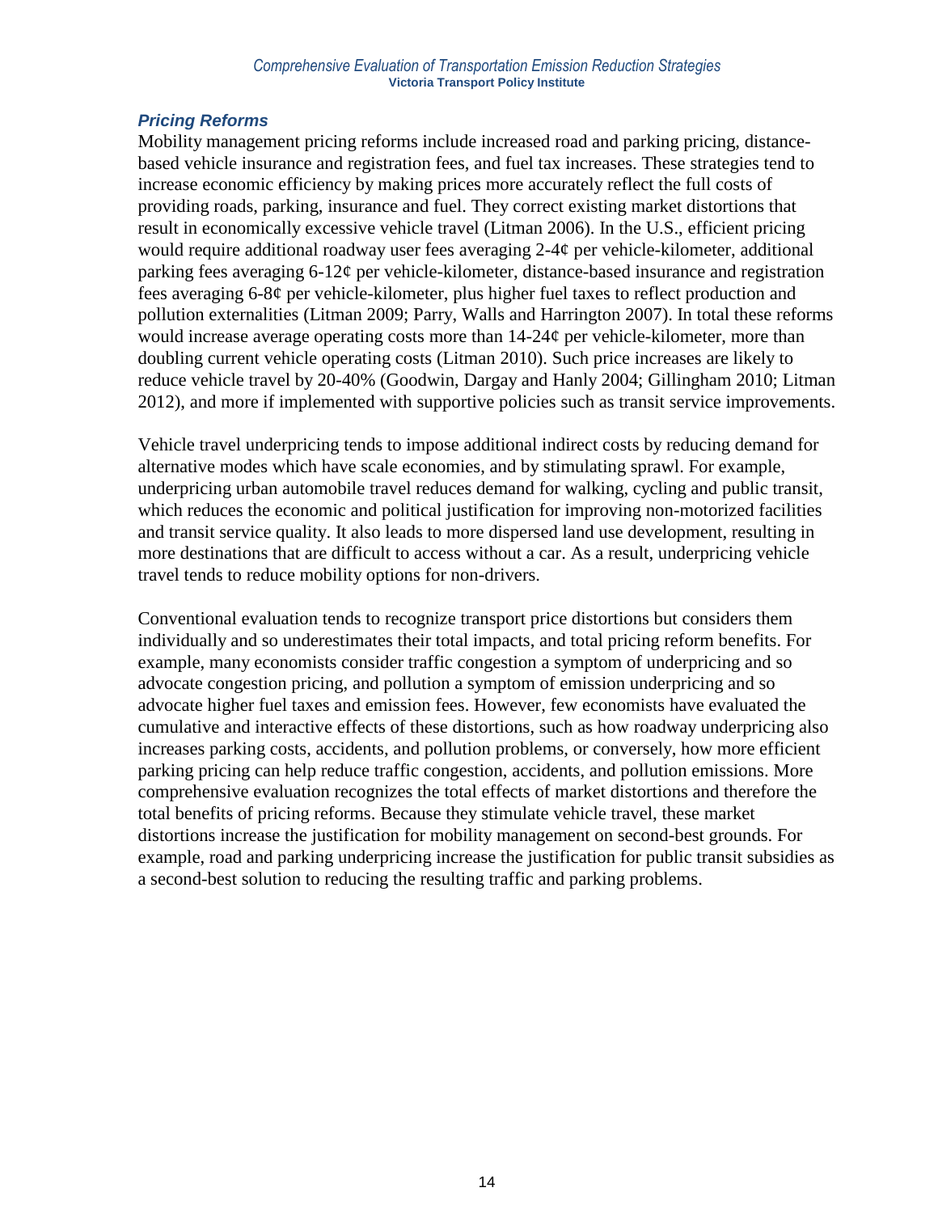### *Pricing Reforms*

Mobility management pricing reforms include increased road and parking pricing, distance-based vehicle insurance and registration fees, and fuel tax increases. These strategies tend to increase economic efficiency by making prices more accurately reflect the full costs of providing roads, parking, insurance and fuel. They correct existing market distortions that result in economically excessive vehicle travel (Litman 2006). In the U.S., efficient pricing would require additional roadway user fees averaging 2-4¢ per vehicle-kilometer, additional parking fees averaging 6-12¢ per vehicle-kilometer, distance-based insurance and registration fees averaging 6-8¢ per vehicle-kilometer, plus higher fuel taxes to reflect production and pollution externalities (Litman 2009; Parry, Walls and Harrington 2007). In total these reforms would increase average operating costs more than 14-24¢ per vehicle-kilometer, more than doubling current vehicle operating costs (Litman 2010). Such price increases are likely to reduce vehicle travel by 20-40% (Goodwin, Dargay and Hanly 2004; Gillingham 2010; Litman 2012), and more if implemented with supportive policies such as transit service improvements.

Vehicle travel underpricing tends to impose additional indirect costs by reducing demand for alternative modes which have scale economies, and by stimulating sprawl. For example, underpricing urban automobile travel reduces demand for walking, cycling and public transit, which reduces the economic and political justification for improving non-motorized facilities and transit service quality. It also leads to more dispersed land use development, resulting in more destinations that are difficult to access without a car. As a result, underpricing vehicle travel tends to reduce mobility options for non-drivers.

Conventional evaluation tends to recognize transport price distortions but considers them individually and so underestimates their total impacts, and total pricing reform benefits. For example, many economists consider traffic congestion a symptom of underpricing and so advocate congestion pricing, and pollution a symptom of emission underpricing and so advocate higher fuel taxes and emission fees. However, few economists have evaluated the cumulative and interactive effects of these distortions, such as how roadway underpricing also increases parking costs, accidents, and pollution problems, or conversely, how more efficient parking pricing can help reduce traffic congestion, accidents, and pollution emissions. More comprehensive evaluation recognizes the total effects of market distortions and therefore the total benefits of pricing reforms. Because they stimulate vehicle travel, these market distortions increase the justification for mobility management on second-best grounds. For example, road and parking underpricing increase the justification for public transit subsidies as a second-best solution to reducing the resulting traffic and parking problems.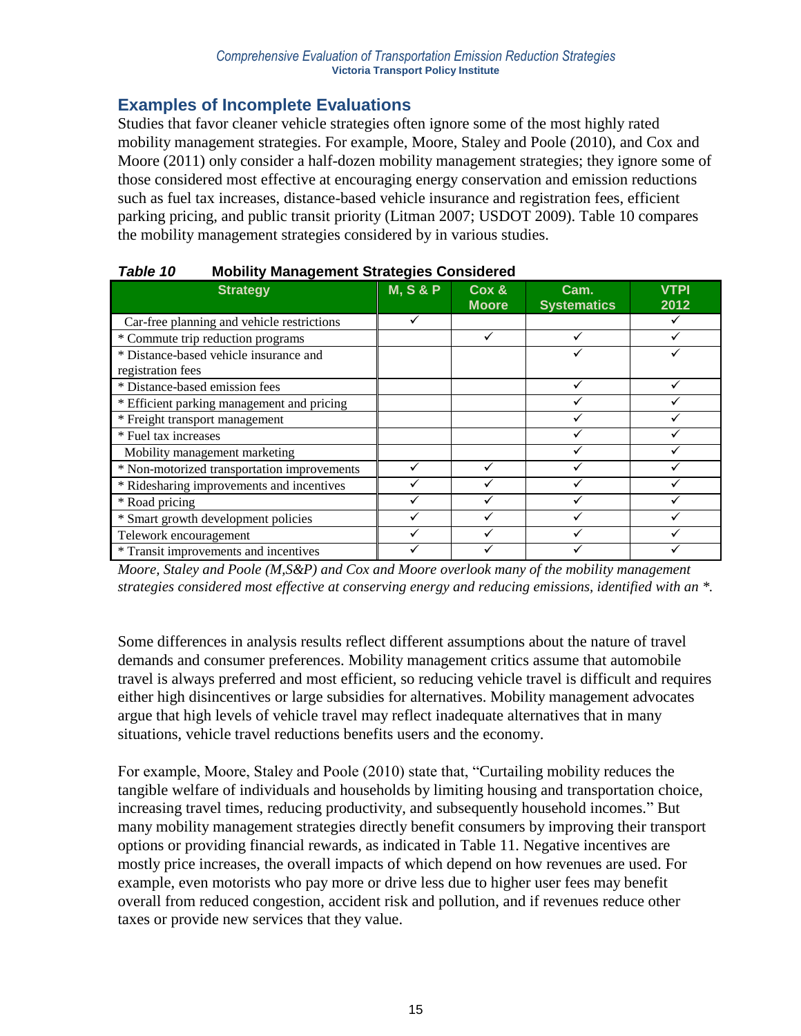## Examples of Incomplete Evaluations

Studies that favor cleaner vehicle strategies often ignore some of the most highly rated mobility management strategies. For example, Moore, Staley and Poole (2010), and Cox and Moore (2011) only consider a half-dozen mobility management strategies; they ignore some of those considered most effective at encouraging energy conservation and emission reductions such as fuel tax increases, distance-based vehicle insurance and registration fees, efficient parking pricing, and public transit priority (Litman 2007; USDOT 2009). Table 10 compares the mobility management strategies considered by in various studies.

***Table 10*** **Mobility Management Strategies Considered**

| Strategy | M, S & P | Cox & Moore | Cam. Systematics | VTPI 2012 |
|---|---|---|---|---|
| Car-free planning and vehicle restrictions | ✓ | | | ✓ |
| * Commute trip reduction programs | | ✓ | ✓ | ✓ |
| * Distance-based vehicle insurance and registration fees | | | ✓ | ✓ |
| * Distance-based emission fees | | | ✓ | ✓ |
| * Efficient parking management and pricing | | | ✓ | ✓ |
| * Freight transport management | | | ✓ | ✓ |
| * Fuel tax increases | | | ✓ | ✓ |
| Mobility management marketing | | | ✓ | ✓ |
| * Non-motorized transportation improvements | ✓ | ✓ | ✓ | ✓ |
| * Ridesharing improvements and incentives | ✓ | ✓ | ✓ | ✓ |
| * Road pricing | ✓ | ✓ | ✓ | ✓ |
| * Smart growth development policies | ✓ | ✓ | ✓ | ✓ |
| Telework encouragement | ✓ | ✓ | ✓ | ✓ |
| * Transit improvements and incentives | ✓ | ✓ | ✓ | ✓ |

*Moore, Staley and Poole (M,S&P) and Cox and Moore overlook many of the mobility management strategies considered most effective at conserving energy and reducing emissions, identified with an *.*

Some differences in analysis results reflect different assumptions about the nature of travel demands and consumer preferences. Mobility management critics assume that automobile travel is always preferred and most efficient, so reducing vehicle travel is difficult and requires either high disincentives or large subsidies for alternatives. Mobility management advocates argue that high levels of vehicle travel may reflect inadequate alternatives that in many situations, vehicle travel reductions benefits users and the economy.

For example, Moore, Staley and Poole (2010) state that, "Curtailing mobility reduces the tangible welfare of individuals and households by limiting housing and transportation choice, increasing travel times, reducing productivity, and subsequently household incomes." But many mobility management strategies directly benefit consumers by improving their transport options or providing financial rewards, as indicated in Table 11. Negative incentives are mostly price increases, the overall impacts of which depend on how revenues are used. For example, even motorists who pay more or drive less due to higher user fees may benefit overall from reduced congestion, accident risk and pollution, and if revenues reduce other taxes or provide new services that they value.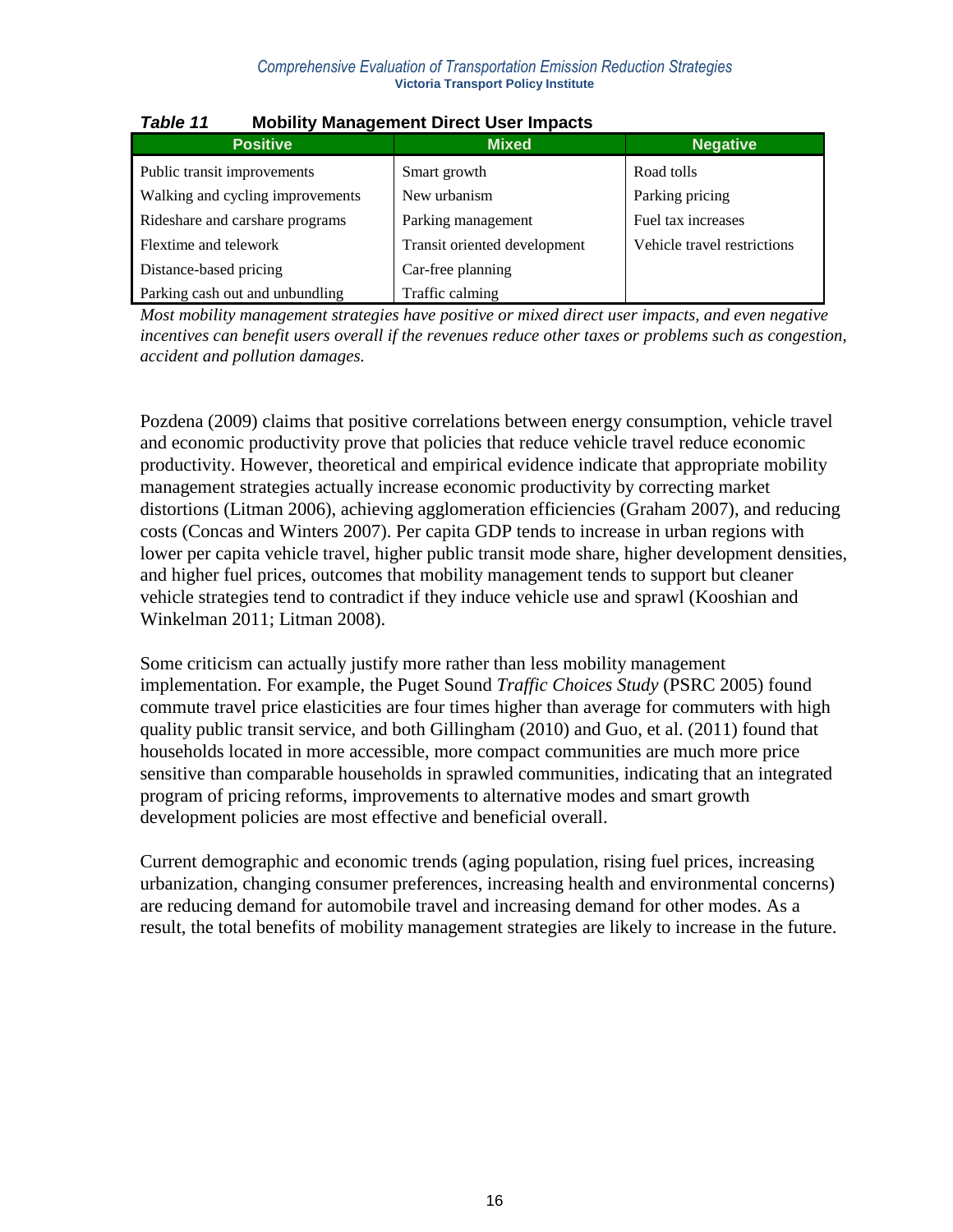***Table 11*** **Mobility Management Direct User Impacts**

| Positive | Mixed | Negative |
|---|---|---|
| Public transit improvements | Smart growth | Road tolls |
| Walking and cycling improvements | New urbanism | Parking pricing |
| Rideshare and carshare programs | Parking management | Fuel tax increases |
| Flextime and telework | Transit oriented development | Vehicle travel restrictions |
| Distance-based pricing | Car-free planning | |
| Parking cash out and unbundling | Traffic calming | |

*Most mobility management strategies have positive or mixed direct user impacts, and even negative incentives can benefit users overall if the revenues reduce other taxes or problems such as congestion, accident and pollution damages.*

Pozdena (2009) claims that positive correlations between energy consumption, vehicle travel and economic productivity prove that policies that reduce vehicle travel reduce economic productivity. However, theoretical and empirical evidence indicate that appropriate mobility management strategies actually increase economic productivity by correcting market distortions (Litman 2006), achieving agglomeration efficiencies (Graham 2007), and reducing costs (Concas and Winters 2007). Per capita GDP tends to increase in urban regions with lower per capita vehicle travel, higher public transit mode share, higher development densities, and higher fuel prices, outcomes that mobility management tends to support but cleaner vehicle strategies tend to contradict if they induce vehicle use and sprawl (Kooshian and Winkelman 2011; Litman 2008).

Some criticism can actually justify more rather than less mobility management implementation. For example, the Puget Sound *Traffic Choices Study* (PSRC 2005) found commute travel price elasticities are four times higher than average for commuters with high quality public transit service, and both Gillingham (2010) and Guo, et al. (2011) found that households located in more accessible, more compact communities are much more price sensitive than comparable households in sprawled communities, indicating that an integrated program of pricing reforms, improvements to alternative modes and smart growth development policies are most effective and beneficial overall.

Current demographic and economic trends (aging population, rising fuel prices, increasing urbanization, changing consumer preferences, increasing health and environmental concerns) are reducing demand for automobile travel and increasing demand for other modes. As a result, the total benefits of mobility management strategies are likely to increase in the future.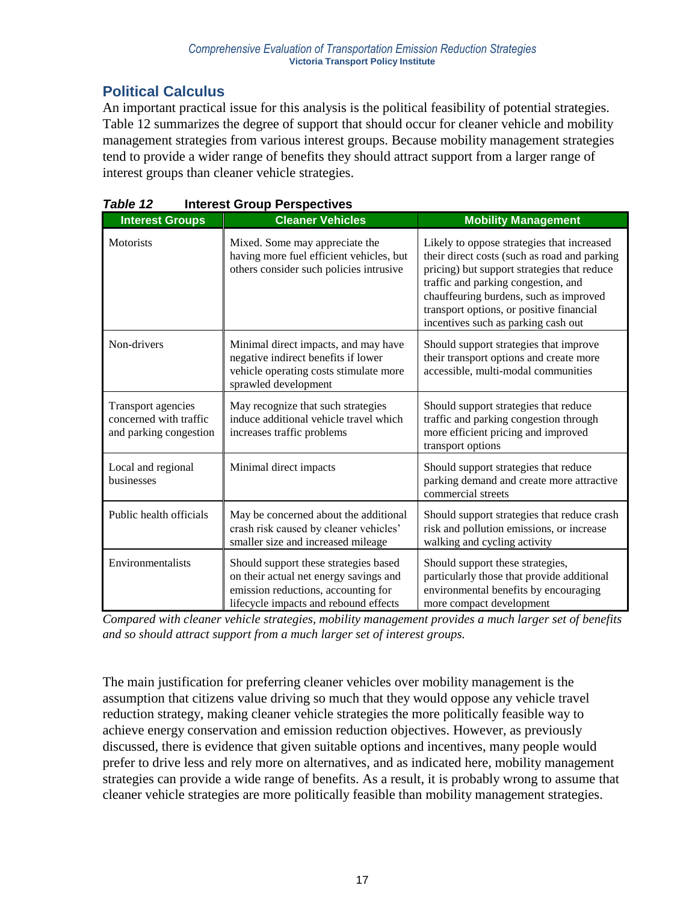## Political Calculus

An important practical issue for this analysis is the political feasibility of potential strategies. Table 12 summarizes the degree of support that should occur for cleaner vehicle and mobility management strategies from various interest groups. Because mobility management strategies tend to provide a wider range of benefits they should attract support from a larger range of interest groups than cleaner vehicle strategies.

***Table 12*** **Interest Group Perspectives**

| Interest Groups | Cleaner Vehicles | Mobility Management |
|---|---|---|
| Motorists | Mixed. Some may appreciate the having more fuel efficient vehicles, but others consider such policies intrusive | Likely to oppose strategies that increased their direct costs (such as road and parking pricing) but support strategies that reduce traffic and parking congestion, and chauffeuring burdens, such as improved transport options, or positive financial incentives such as parking cash out |
| Non-drivers | Minimal direct impacts, and may have negative indirect benefits if lower vehicle operating costs stimulate more sprawled development | Should support strategies that improve their transport options and create more accessible, multi-modal communities |
| Transport agencies concerned with traffic and parking congestion | May recognize that such strategies induce additional vehicle travel which increases traffic problems | Should support strategies that reduce traffic and parking congestion through more efficient pricing and improved transport options |
| Local and regional businesses | Minimal direct impacts | Should support strategies that reduce parking demand and create more attractive commercial streets |
| Public health officials | May be concerned about the additional crash risk caused by cleaner vehicles' smaller size and increased mileage | Should support strategies that reduce crash risk and pollution emissions, or increase walking and cycling activity |
| Environmentalists | Should support these strategies based on their actual net energy savings and emission reductions, accounting for lifecycle impacts and rebound effects | Should support these strategies, particularly those that provide additional environmental benefits by encouraging more compact development |

*Compared with cleaner vehicle strategies, mobility management provides a much larger set of benefits and so should attract support from a much larger set of interest groups.*

The main justification for preferring cleaner vehicles over mobility management is the assumption that citizens value driving so much that they would oppose any vehicle travel reduction strategy, making cleaner vehicle strategies the more politically feasible way to achieve energy conservation and emission reduction objectives. However, as previously discussed, there is evidence that given suitable options and incentives, many people would prefer to drive less and rely more on alternatives, and as indicated here, mobility management strategies can provide a wide range of benefits. As a result, it is probably wrong to assume that cleaner vehicle strategies are more politically feasible than mobility management strategies.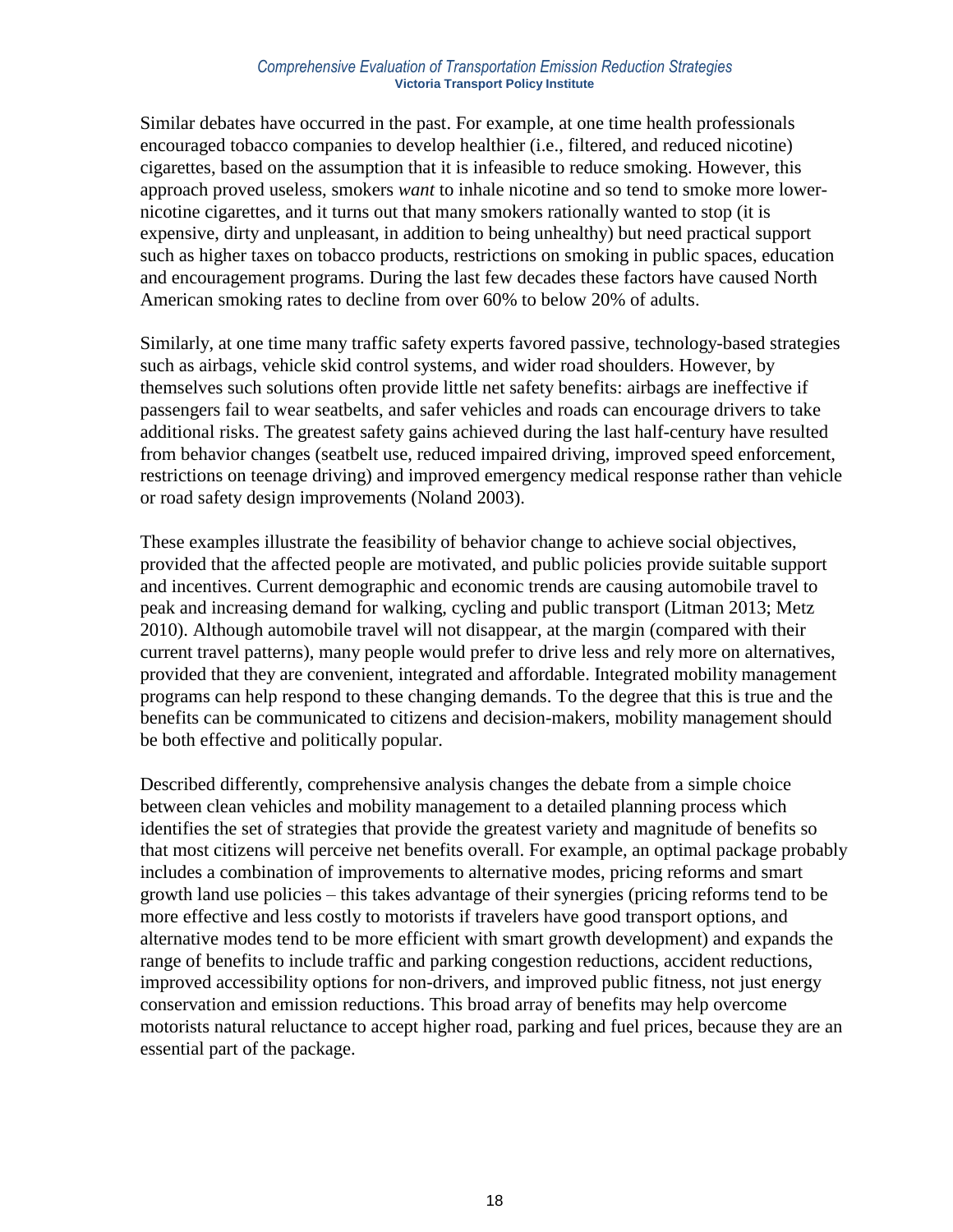Similar debates have occurred in the past. For example, at one time health professionals encouraged tobacco companies to develop healthier (i.e., filtered, and reduced nicotine) cigarettes, based on the assumption that it is infeasible to reduce smoking. However, this approach proved useless, smokers *want* to inhale nicotine and so tend to smoke more lower-nicotine cigarettes, and it turns out that many smokers rationally wanted to stop (it is expensive, dirty and unpleasant, in addition to being unhealthy) but need practical support such as higher taxes on tobacco products, restrictions on smoking in public spaces, education and encouragement programs. During the last few decades these factors have caused North American smoking rates to decline from over 60% to below 20% of adults.

Similarly, at one time many traffic safety experts favored passive, technology-based strategies such as airbags, vehicle skid control systems, and wider road shoulders. However, by themselves such solutions often provide little net safety benefits: airbags are ineffective if passengers fail to wear seatbelts, and safer vehicles and roads can encourage drivers to take additional risks. The greatest safety gains achieved during the last half-century have resulted from behavior changes (seatbelt use, reduced impaired driving, improved speed enforcement, restrictions on teenage driving) and improved emergency medical response rather than vehicle or road safety design improvements (Noland 2003).

These examples illustrate the feasibility of behavior change to achieve social objectives, provided that the affected people are motivated, and public policies provide suitable support and incentives. Current demographic and economic trends are causing automobile travel to peak and increasing demand for walking, cycling and public transport (Litman 2013; Metz 2010). Although automobile travel will not disappear, at the margin (compared with their current travel patterns), many people would prefer to drive less and rely more on alternatives, provided that they are convenient, integrated and affordable. Integrated mobility management programs can help respond to these changing demands. To the degree that this is true and the benefits can be communicated to citizens and decision-makers, mobility management should be both effective and politically popular.

Described differently, comprehensive analysis changes the debate from a simple choice between clean vehicles and mobility management to a detailed planning process which identifies the set of strategies that provide the greatest variety and magnitude of benefits so that most citizens will perceive net benefits overall. For example, an optimal package probably includes a combination of improvements to alternative modes, pricing reforms and smart growth land use policies – this takes advantage of their synergies (pricing reforms tend to be more effective and less costly to motorists if travelers have good transport options, and alternative modes tend to be more efficient with smart growth development) and expands the range of benefits to include traffic and parking congestion reductions, accident reductions, improved accessibility options for non-drivers, and improved public fitness, not just energy conservation and emission reductions. This broad array of benefits may help overcome motorists natural reluctance to accept higher road, parking and fuel prices, because they are an essential part of the package.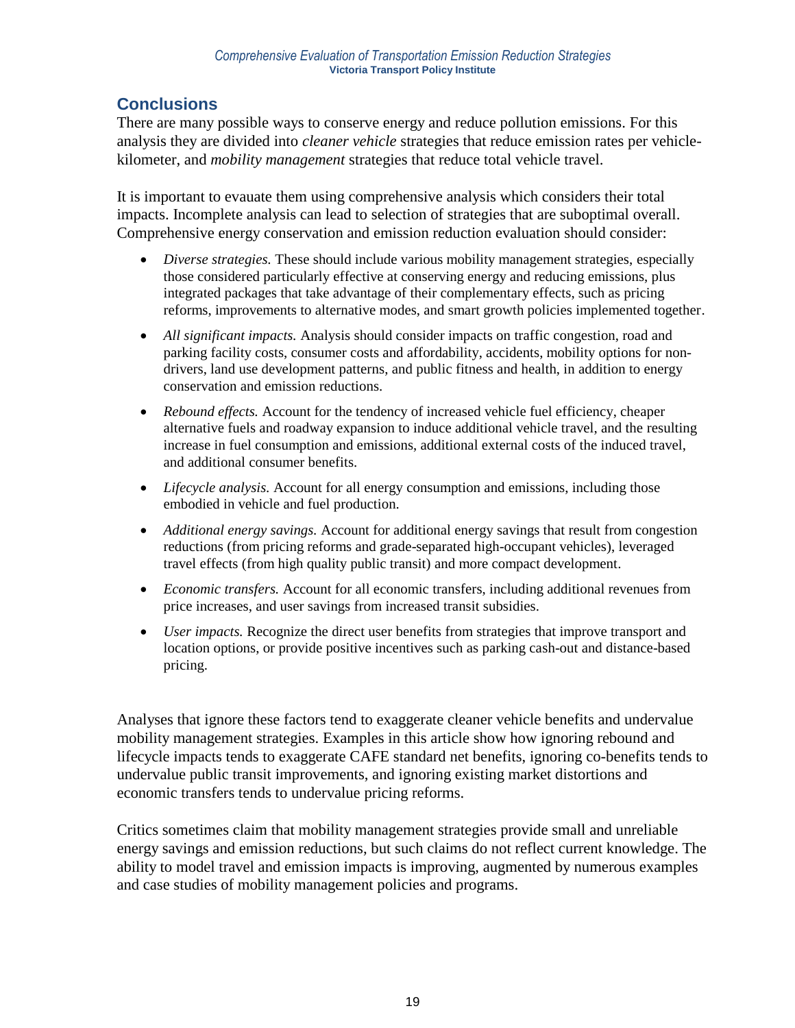## Conclusions

There are many possible ways to conserve energy and reduce pollution emissions. For this analysis they are divided into *cleaner vehicle* strategies that reduce emission rates per vehicle-kilometer, and *mobility management* strategies that reduce total vehicle travel.

It is important to evauate them using comprehensive analysis which considers their total impacts. Incomplete analysis can lead to selection of strategies that are suboptimal overall. Comprehensive energy conservation and emission reduction evaluation should consider:

- *Diverse strategies.* These should include various mobility management strategies, especially those considered particularly effective at conserving energy and reducing emissions, plus integrated packages that take advantage of their complementary effects, such as pricing reforms, improvements to alternative modes, and smart growth policies implemented together.
- *All significant impacts.* Analysis should consider impacts on traffic congestion, road and parking facility costs, consumer costs and affordability, accidents, mobility options for non-drivers, land use development patterns, and public fitness and health, in addition to energy conservation and emission reductions.
- *Rebound effects.* Account for the tendency of increased vehicle fuel efficiency, cheaper alternative fuels and roadway expansion to induce additional vehicle travel, and the resulting increase in fuel consumption and emissions, additional external costs of the induced travel, and additional consumer benefits.
- *Lifecycle analysis.* Account for all energy consumption and emissions, including those embodied in vehicle and fuel production.
- *Additional energy savings.* Account for additional energy savings that result from congestion reductions (from pricing reforms and grade-separated high-occupant vehicles), leveraged travel effects (from high quality public transit) and more compact development.
- *Economic transfers.* Account for all economic transfers, including additional revenues from price increases, and user savings from increased transit subsidies.
- *User impacts.* Recognize the direct user benefits from strategies that improve transport and location options, or provide positive incentives such as parking cash-out and distance-based pricing.

Analyses that ignore these factors tend to exaggerate cleaner vehicle benefits and undervalue mobility management strategies. Examples in this article show how ignoring rebound and lifecycle impacts tends to exaggerate CAFE standard net benefits, ignoring co-benefits tends to undervalue public transit improvements, and ignoring existing market distortions and economic transfers tends to undervalue pricing reforms.

Critics sometimes claim that mobility management strategies provide small and unreliable energy savings and emission reductions, but such claims do not reflect current knowledge. The ability to model travel and emission impacts is improving, augmented by numerous examples and case studies of mobility management policies and programs.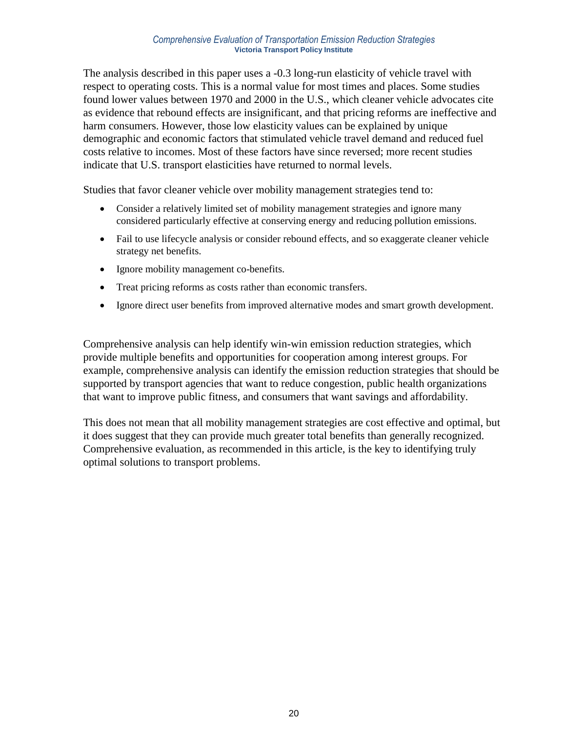The analysis described in this paper uses a -0.3 long-run elasticity of vehicle travel with respect to operating costs. This is a normal value for most times and places. Some studies found lower values between 1970 and 2000 in the U.S., which cleaner vehicle advocates cite as evidence that rebound effects are insignificant, and that pricing reforms are ineffective and harm consumers. However, those low elasticity values can be explained by unique demographic and economic factors that stimulated vehicle travel demand and reduced fuel costs relative to incomes. Most of these factors have since reversed; more recent studies indicate that U.S. transport elasticities have returned to normal levels.

Studies that favor cleaner vehicle over mobility management strategies tend to:

- Consider a relatively limited set of mobility management strategies and ignore many considered particularly effective at conserving energy and reducing pollution emissions.
- Fail to use lifecycle analysis or consider rebound effects, and so exaggerate cleaner vehicle strategy net benefits.
- Ignore mobility management co-benefits.
- Treat pricing reforms as costs rather than economic transfers.
- Ignore direct user benefits from improved alternative modes and smart growth development.

Comprehensive analysis can help identify win-win emission reduction strategies, which provide multiple benefits and opportunities for cooperation among interest groups. For example, comprehensive analysis can identify the emission reduction strategies that should be supported by transport agencies that want to reduce congestion, public health organizations that want to improve public fitness, and consumers that want savings and affordability.

This does not mean that all mobility management strategies are cost effective and optimal, but it does suggest that they can provide much greater total benefits than generally recognized. Comprehensive evaluation, as recommended in this article, is the key to identifying truly optimal solutions to transport problems.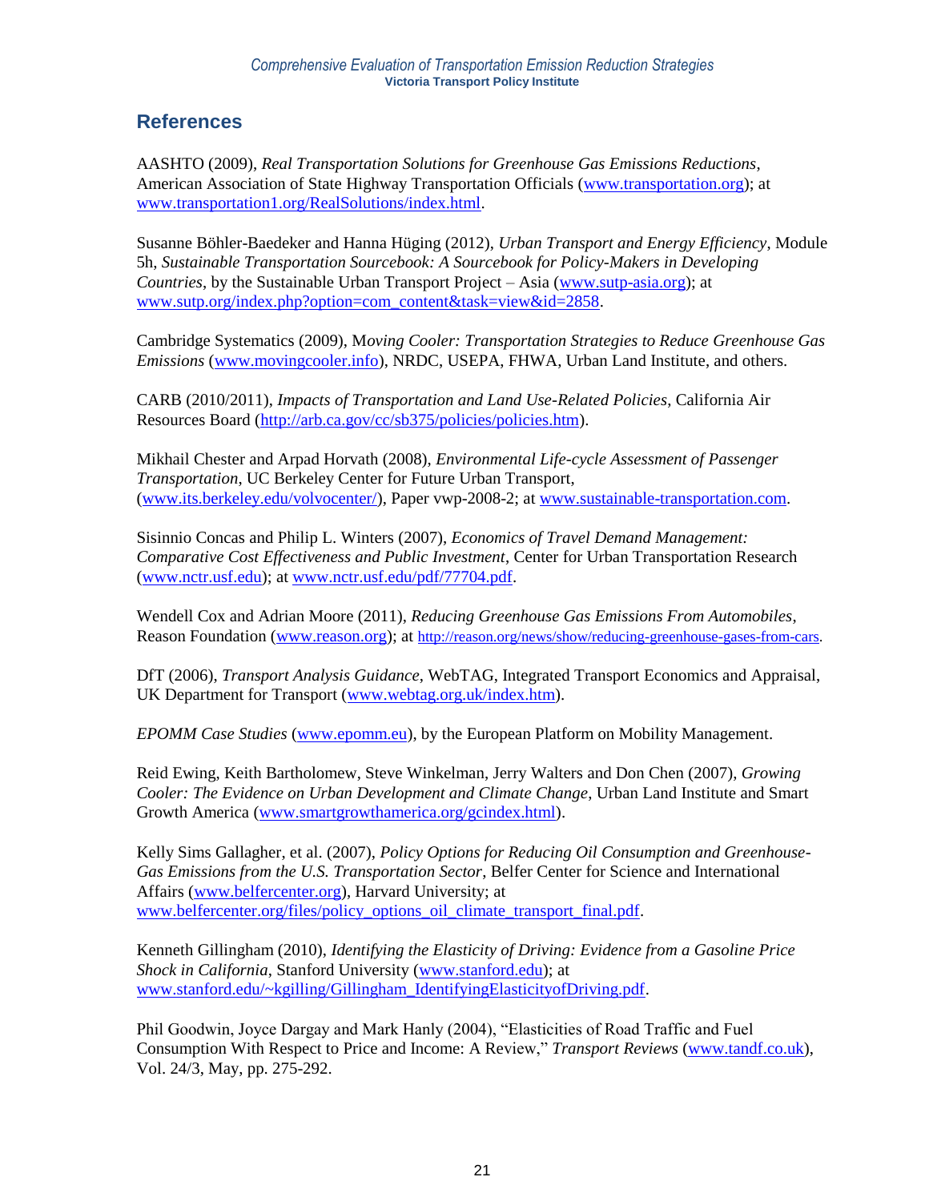## References

AASHTO (2009), *Real Transportation Solutions for Greenhouse Gas Emissions Reductions*, American Association of State Highway Transportation Officials (www.transportation.org); at www.transportation1.org/RealSolutions/index.html.

Susanne Böhler-Baedeker and Hanna Hüging (2012), *Urban Transport and Energy Efficiency*, Module 5h, *Sustainable Transportation Sourcebook: A Sourcebook for Policy-Makers in Developing Countries*, by the Sustainable Urban Transport Project – Asia (www.sutp-asia.org); at www.sutp.org/index.php?option=com_content&task=view&id=2858.

Cambridge Systematics (2009), M*oving Cooler: Transportation Strategies to Reduce Greenhouse Gas Emissions* (www.movingcooler.info), NRDC, USEPA, FHWA, Urban Land Institute, and others.

CARB (2010/2011), *Impacts of Transportation and Land Use-Related Policies*, California Air Resources Board (http://arb.ca.gov/cc/sb375/policies/policies.htm).

Mikhail Chester and Arpad Horvath (2008), *Environmental Life-cycle Assessment of Passenger Transportation*, UC Berkeley Center for Future Urban Transport, (www.its.berkeley.edu/volvocenter/), Paper vwp-2008-2; at www.sustainable-transportation.com.

Sisinnio Concas and Philip L. Winters (2007), *Economics of Travel Demand Management: Comparative Cost Effectiveness and Public Investment*, Center for Urban Transportation Research (www.nctr.usf.edu); at www.nctr.usf.edu/pdf/77704.pdf.

Wendell Cox and Adrian Moore (2011), *Reducing Greenhouse Gas Emissions From Automobiles*, Reason Foundation (www.reason.org); at http://reason.org/news/show/reducing-greenhouse-gases-from-cars.

DfT (2006), *Transport Analysis Guidance*, WebTAG, Integrated Transport Economics and Appraisal, UK Department for Transport (www.webtag.org.uk/index.htm).

*EPOMM Case Studies* (www.epomm.eu), by the European Platform on Mobility Management.

Reid Ewing, Keith Bartholomew, Steve Winkelman, Jerry Walters and Don Chen (2007), *Growing Cooler: The Evidence on Urban Development and Climate Change*, Urban Land Institute and Smart Growth America (www.smartgrowthamerica.org/gcindex.html).

Kelly Sims Gallagher, et al. (2007), *Policy Options for Reducing Oil Consumption and Greenhouse-Gas Emissions from the U.S. Transportation Sector*, Belfer Center for Science and International Affairs (www.belfercenter.org), Harvard University; at www.belfercenter.org/files/policy_options_oil_climate_transport_final.pdf.

Kenneth Gillingham (2010), *Identifying the Elasticity of Driving: Evidence from a Gasoline Price Shock in California*, Stanford University (www.stanford.edu); at www.stanford.edu/~kgilling/Gillingham_IdentifyingElasticityofDriving.pdf.

Phil Goodwin, Joyce Dargay and Mark Hanly (2004), "Elasticities of Road Traffic and Fuel Consumption With Respect to Price and Income: A Review," *Transport Reviews* (www.tandf.co.uk), Vol. 24/3, May, pp. 275-292.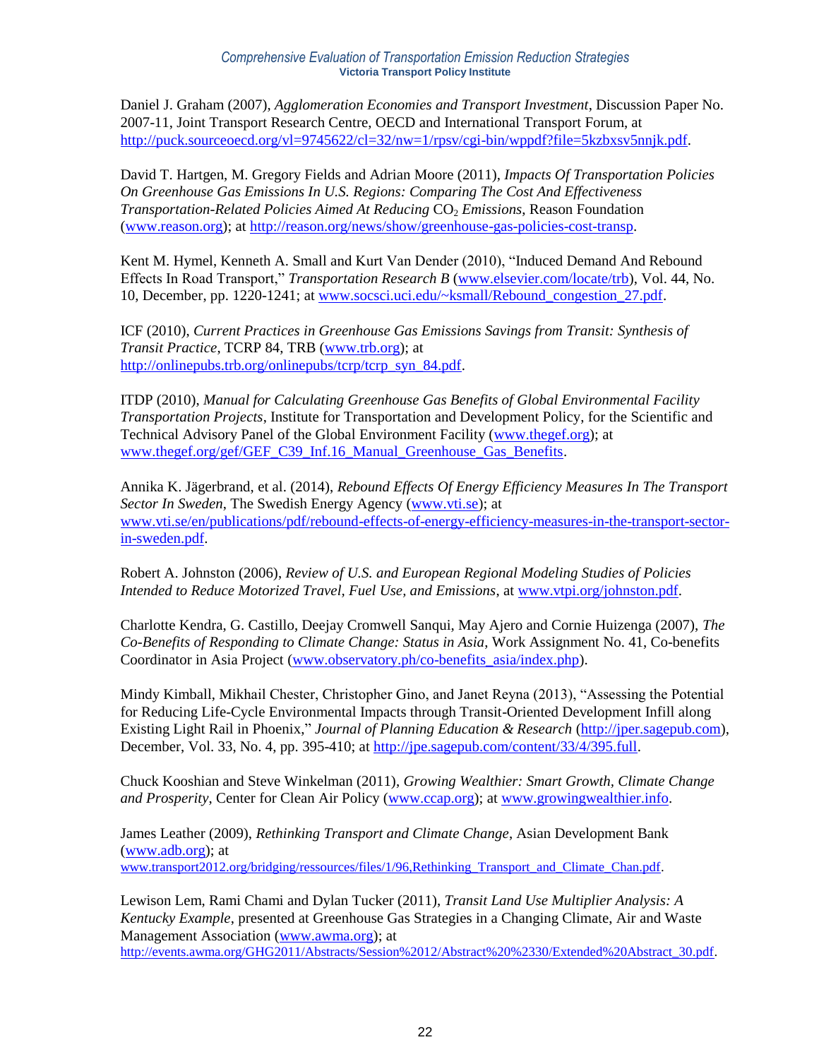Daniel J. Graham (2007), *Agglomeration Economies and Transport Investment*, Discussion Paper No. 2007-11, Joint Transport Research Centre, OECD and International Transport Forum, at http://puck.sourceoecd.org/vl=9745622/cl=32/nw=1/rpsv/cgi-bin/wppdf?file=5kzbxsv5nnjk.pdf.

David T. Hartgen, M. Gregory Fields and Adrian Moore (2011), *Impacts Of Transportation Policies On Greenhouse Gas Emissions In U.S. Regions: Comparing The Cost And Effectiveness Transportation-Related Policies Aimed At Reducing* $CO_2$ *Emissions*, Reason Foundation (www.reason.org); at http://reason.org/news/show/greenhouse-gas-policies-cost-transp.

Kent M. Hymel, Kenneth A. Small and Kurt Van Dender (2010), "Induced Demand And Rebound Effects In Road Transport," *Transportation Research B* (www.elsevier.com/locate/trb), Vol. 44, No. 10, December, pp. 1220-1241; at www.socsci.uci.edu/~ksmall/Rebound_congestion_27.pdf.

ICF (2010), *Current Practices in Greenhouse Gas Emissions Savings from Transit: Synthesis of Transit Practice*, TCRP 84, TRB (www.trb.org); at http://onlinepubs.trb.org/onlinepubs/tcrp/tcrp_syn_84.pdf.

ITDP (2010), *Manual for Calculating Greenhouse Gas Benefits of Global Environmental Facility Transportation Projects*, Institute for Transportation and Development Policy, for the Scientific and Technical Advisory Panel of the Global Environment Facility (www.thegef.org); at www.thegef.org/gef/GEF_C39_Inf.16_Manual_Greenhouse_Gas_Benefits.

Annika K. Jägerbrand, et al. (2014), *Rebound Effects Of Energy Efficiency Measures In The Transport Sector In Sweden*, The Swedish Energy Agency (www.vti.se); at www.vti.se/en/publications/pdf/rebound-effects-of-energy-efficiency-measures-in-the-transport-sector-in-sweden.pdf.

Robert A. Johnston (2006), *Review of U.S. and European Regional Modeling Studies of Policies Intended to Reduce Motorized Travel, Fuel Use, and Emissions*, at www.vtpi.org/johnston.pdf.

Charlotte Kendra, G. Castillo, Deejay Cromwell Sanqui, May Ajero and Cornie Huizenga (2007), *The Co-Benefits of Responding to Climate Change: Status in Asia*, Work Assignment No. 41, Co-benefits Coordinator in Asia Project (www.observatory.ph/co-benefits_asia/index.php).

Mindy Kimball, Mikhail Chester, Christopher Gino, and Janet Reyna (2013), "Assessing the Potential for Reducing Life-Cycle Environmental Impacts through Transit-Oriented Development Infill along Existing Light Rail in Phoenix," *Journal of Planning Education & Research* (http://jper.sagepub.com), December, Vol. 33, No. 4, pp. 395-410; at http://jpe.sagepub.com/content/33/4/395.full.

Chuck Kooshian and Steve Winkelman (2011), *Growing Wealthier: Smart Growth, Climate Change and Prosperity*, Center for Clean Air Policy (www.ccap.org); at www.growingwealthier.info.

James Leather (2009), *Rethinking Transport and Climate Change*, Asian Development Bank (www.adb.org); at www.transport2012.org/bridging/ressources/files/1/96,Rethinking_Transport_and_Climate_Chan.pdf.

Lewison Lem, Rami Chami and Dylan Tucker (2011), *Transit Land Use Multiplier Analysis: A Kentucky Example*, presented at Greenhouse Gas Strategies in a Changing Climate, Air and Waste Management Association (www.awma.org); at http://events.awma.org/GHG2011/Abstracts/Session%2012/Abstract%20%2330/Extended%20Abstract_30.pdf.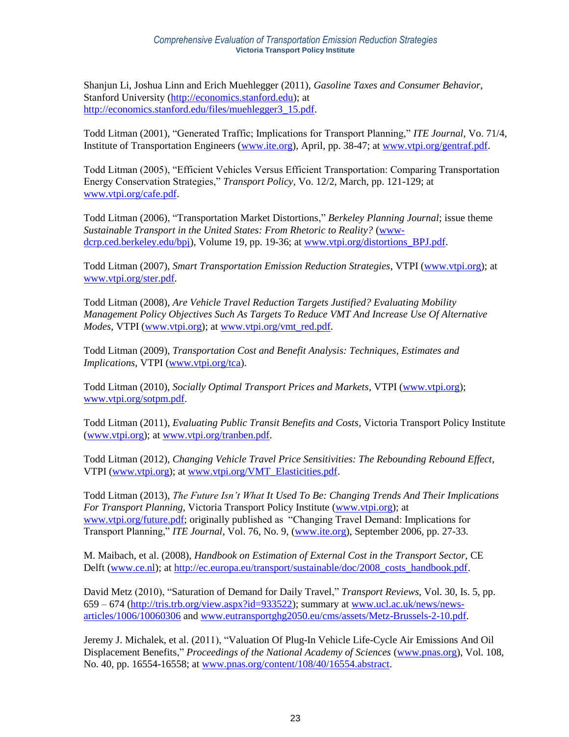Shanjun Li, Joshua Linn and Erich Muehlegger (2011), *Gasoline Taxes and Consumer Behavior*, Stanford University (http://economics.stanford.edu); at http://economics.stanford.edu/files/muehlegger3_15.pdf.

Todd Litman (2001), "Generated Traffic; Implications for Transport Planning," *ITE Journal*, Vo. 71/4, Institute of Transportation Engineers (www.ite.org), April, pp. 38-47; at www.vtpi.org/gentraf.pdf.

Todd Litman (2005), "Efficient Vehicles Versus Efficient Transportation: Comparing Transportation Energy Conservation Strategies," *Transport Policy*, Vo. 12/2, March, pp. 121-129; at www.vtpi.org/cafe.pdf.

Todd Litman (2006), "Transportation Market Distortions," *Berkeley Planning Journal*; issue theme *Sustainable Transport in the United States: From Rhetoric to Reality?* (www-dcrp.ced.berkeley.edu/bpj), Volume 19, pp. 19-36; at www.vtpi.org/distortions_BPJ.pdf.

Todd Litman (2007), *Smart Transportation Emission Reduction Strategies*, VTPI (www.vtpi.org); at www.vtpi.org/ster.pdf.

Todd Litman (2008), *Are Vehicle Travel Reduction Targets Justified? Evaluating Mobility Management Policy Objectives Such As Targets To Reduce VMT And Increase Use Of Alternative Modes*, VTPI (www.vtpi.org); at www.vtpi.org/vmt_red.pdf.

Todd Litman (2009), *Transportation Cost and Benefit Analysis: Techniques, Estimates and Implications*, VTPI (www.vtpi.org/tca).

Todd Litman (2010), *Socially Optimal Transport Prices and Markets*, VTPI (www.vtpi.org); www.vtpi.org/sotpm.pdf.

Todd Litman (2011), *Evaluating Public Transit Benefits and Costs*, Victoria Transport Policy Institute (www.vtpi.org); at www.vtpi.org/tranben.pdf.

Todd Litman (2012), *Changing Vehicle Travel Price Sensitivities: The Rebounding Rebound Effect*, VTPI (www.vtpi.org); at www.vtpi.org/VMT_Elasticities.pdf.

Todd Litman (2013), *The Future Isn't What It Used To Be: Changing Trends And Their Implications For Transport Planning*, Victoria Transport Policy Institute (www.vtpi.org); at www.vtpi.org/future.pdf; originally published as "Changing Travel Demand: Implications for Transport Planning," *ITE Journal*, Vol. 76, No. 9, (www.ite.org), September 2006, pp. 27-33.

M. Maibach, et al. (2008), *Handbook on Estimation of External Cost in the Transport Sector*, CE Delft (www.ce.nl); at http://ec.europa.eu/transport/sustainable/doc/2008_costs_handbook.pdf.

David Metz (2010), "Saturation of Demand for Daily Travel," *Transport Reviews*, Vol. 30, Is. 5, pp. 659 – 674 (http://tris.trb.org/view.aspx?id=933522); summary at www.ucl.ac.uk/news/news-articles/1006/10060306 and www.eutransportghg2050.eu/cms/assets/Metz-Brussels-2-10.pdf.

Jeremy J. Michalek, et al. (2011), "Valuation Of Plug-In Vehicle Life-Cycle Air Emissions And Oil Displacement Benefits," *Proceedings of the National Academy of Sciences* (www.pnas.org), Vol. 108, No. 40, pp. 16554-16558; at www.pnas.org/content/108/40/16554.abstract.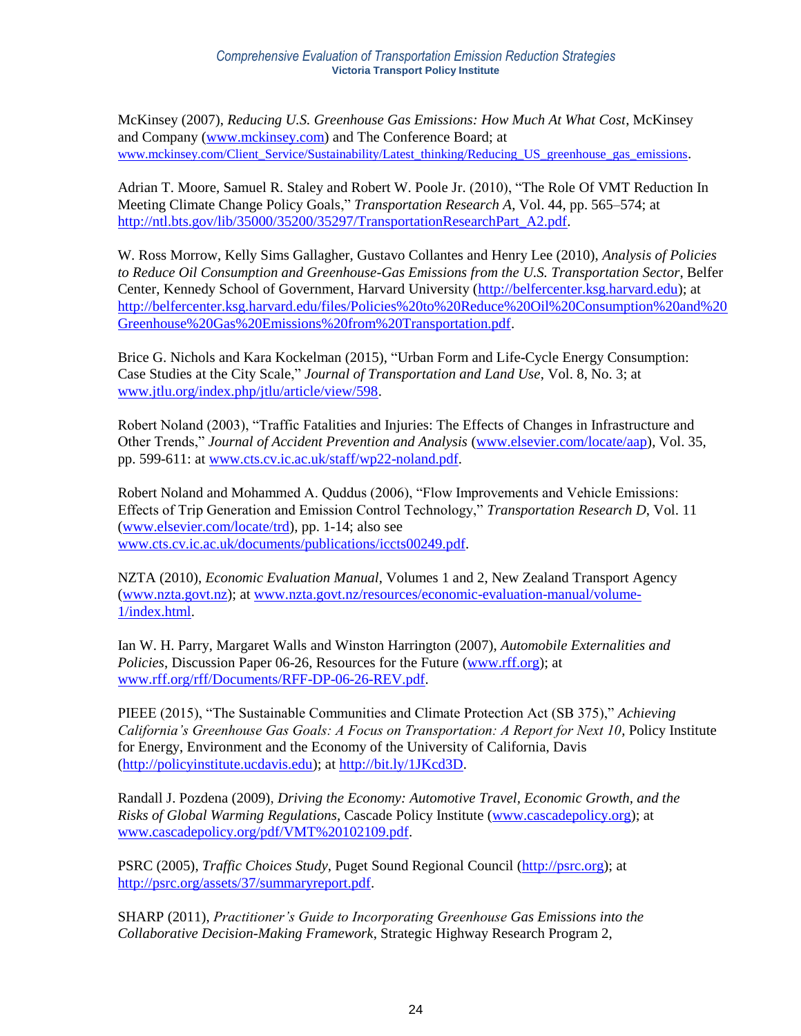McKinsey (2007), *Reducing U.S. Greenhouse Gas Emissions: How Much At What Cost*, McKinsey and Company (www.mckinsey.com) and The Conference Board; at www.mckinsey.com/Client_Service/Sustainability/Latest_thinking/Reducing_US_greenhouse_gas_emissions.

Adrian T. Moore, Samuel R. Staley and Robert W. Poole Jr. (2010), "The Role Of VMT Reduction In Meeting Climate Change Policy Goals," *Transportation Research A*, Vol. 44, pp. 565–574; at http://ntl.bts.gov/lib/35000/35200/35297/TransportationResearchPart_A2.pdf.

W. Ross Morrow, Kelly Sims Gallagher, Gustavo Collantes and Henry Lee (2010), *Analysis of Policies to Reduce Oil Consumption and Greenhouse-Gas Emissions from the U.S. Transportation Sector*, Belfer Center, Kennedy School of Government, Harvard University (http://belfercenter.ksg.harvard.edu); at http://belfercenter.ksg.harvard.edu/files/Policies%20to%20Reduce%20Oil%20Consumption%20and%20Greenhouse%20Gas%20Emissions%20from%20Transportation.pdf.

Brice G. Nichols and Kara Kockelman (2015), "Urban Form and Life-Cycle Energy Consumption: Case Studies at the City Scale," *Journal of Transportation and Land Use*, Vol. 8, No. 3; at www.jtlu.org/index.php/jtlu/article/view/598.

Robert Noland (2003), "Traffic Fatalities and Injuries: The Effects of Changes in Infrastructure and Other Trends," *Journal of Accident Prevention and Analysis* (www.elsevier.com/locate/aap), Vol. 35, pp. 599-611: at www.cts.cv.ic.ac.uk/staff/wp22-noland.pdf.

Robert Noland and Mohammed A. Quddus (2006), "Flow Improvements and Vehicle Emissions: Effects of Trip Generation and Emission Control Technology," *Transportation Research D*, Vol. 11 (www.elsevier.com/locate/trd), pp. 1-14; also see www.cts.cv.ic.ac.uk/documents/publications/iccts00249.pdf.

NZTA (2010), *Economic Evaluation Manual*, Volumes 1 and 2, New Zealand Transport Agency (www.nzta.govt.nz); at www.nzta.govt.nz/resources/economic-evaluation-manual/volume-1/index.html.

Ian W. H. Parry, Margaret Walls and Winston Harrington (2007), *Automobile Externalities and Policies*, Discussion Paper 06-26, Resources for the Future (www.rff.org); at www.rff.org/rff/Documents/RFF-DP-06-26-REV.pdf.

PIEEE (2015), "The Sustainable Communities and Climate Protection Act (SB 375)," *Achieving California's Greenhouse Gas Goals: A Focus on Transportation: A Report for Next 10*, Policy Institute for Energy, Environment and the Economy of the University of California, Davis (http://policyinstitute.ucdavis.edu); at http://bit.ly/1JKcd3D.

Randall J. Pozdena (2009), *Driving the Economy: Automotive Travel, Economic Growth, and the Risks of Global Warming Regulations*, Cascade Policy Institute (www.cascadepolicy.org); at www.cascadepolicy.org/pdf/VMT%20102109.pdf.

PSRC (2005), *Traffic Choices Study*, Puget Sound Regional Council (http://psrc.org); at http://psrc.org/assets/37/summaryreport.pdf.

SHARP (2011), *Practitioner's Guide to Incorporating Greenhouse Gas Emissions into the Collaborative Decision-Making Framework*, Strategic Highway Research Program 2,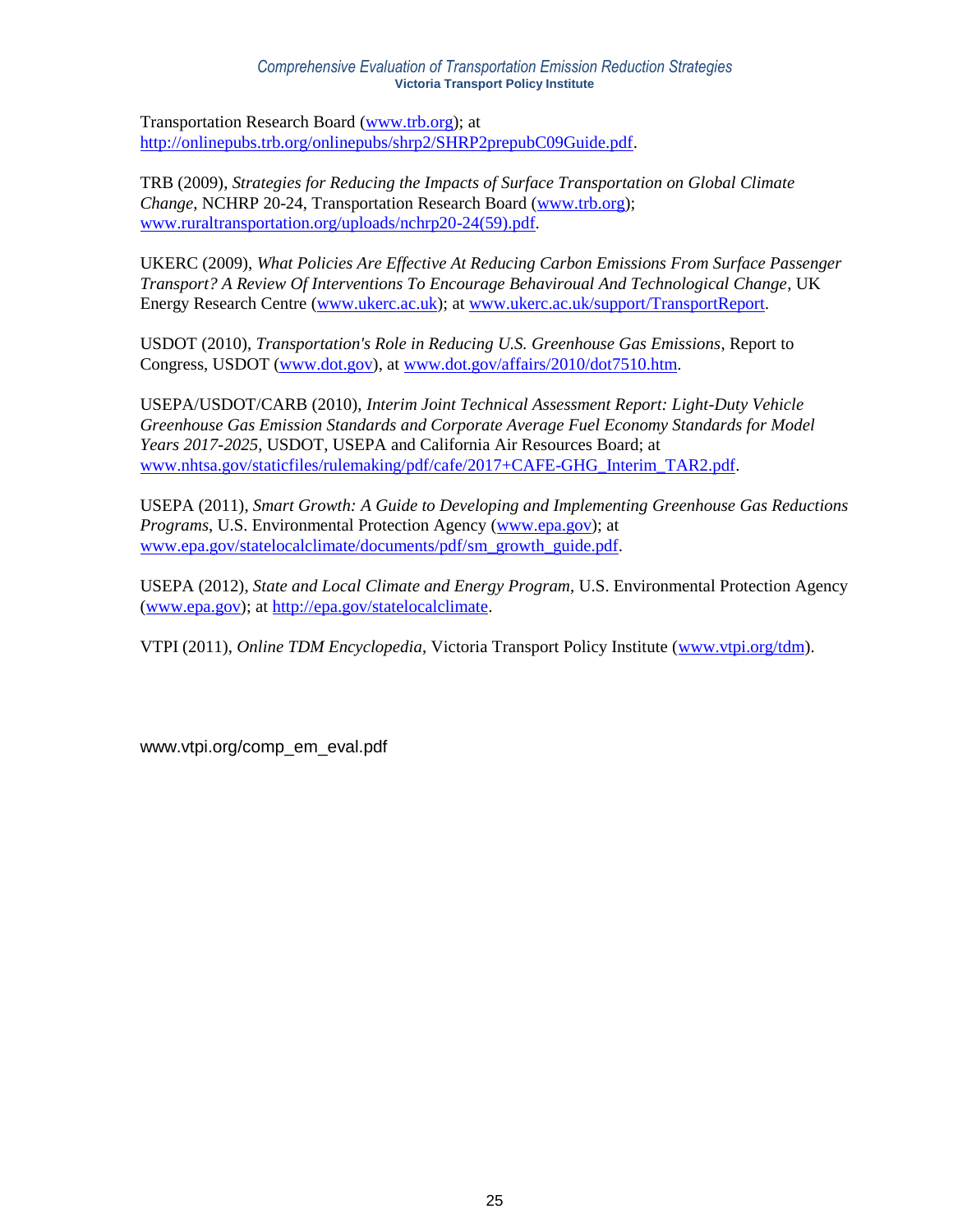Transportation Research Board (www.trb.org); at http://onlinepubs.trb.org/onlinepubs/shrp2/SHRP2prepubC09Guide.pdf.

TRB (2009), *Strategies for Reducing the Impacts of Surface Transportation on Global Climate Change*, NCHRP 20-24, Transportation Research Board (www.trb.org); www.ruraltransportation.org/uploads/nchrp20-24(59).pdf.

UKERC (2009), *What Policies Are Effective At Reducing Carbon Emissions From Surface Passenger Transport? A Review Of Interventions To Encourage Behaviroual And Technological Change*, UK Energy Research Centre (www.ukerc.ac.uk); at www.ukerc.ac.uk/support/TransportReport.

USDOT (2010), *Transportation's Role in Reducing U.S. Greenhouse Gas Emissions*, Report to Congress, USDOT (www.dot.gov), at www.dot.gov/affairs/2010/dot7510.htm.

USEPA/USDOT/CARB (2010), *Interim Joint Technical Assessment Report: Light-Duty Vehicle Greenhouse Gas Emission Standards and Corporate Average Fuel Economy Standards for Model Years 2017-2025*, USDOT, USEPA and California Air Resources Board; at www.nhtsa.gov/staticfiles/rulemaking/pdf/cafe/2017+CAFE-GHG_Interim_TAR2.pdf.

USEPA (2011), *Smart Growth: A Guide to Developing and Implementing Greenhouse Gas Reductions Programs*, U.S. Environmental Protection Agency (www.epa.gov); at www.epa.gov/statelocalclimate/documents/pdf/sm_growth_guide.pdf.

USEPA (2012), *State and Local Climate and Energy Program*, U.S. Environmental Protection Agency (www.epa.gov); at http://epa.gov/statelocalclimate.

VTPI (2011), *Online TDM Encyclopedia*, Victoria Transport Policy Institute (www.vtpi.org/tdm).

www.vtpi.org/comp_em_eval.pdf